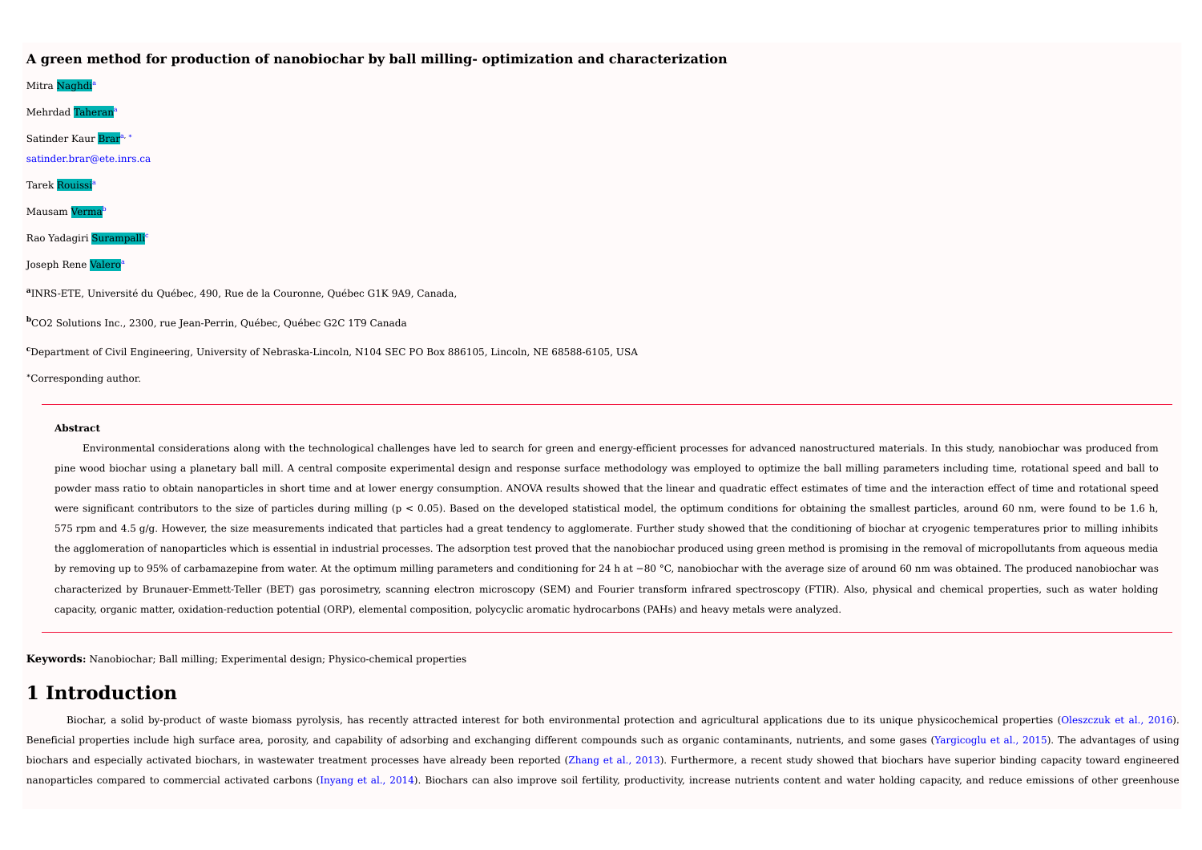# A green method for production of nanobiochar by ball milling- optimization and characterization

Mitra Naghdi[a]

Mehrdad Taheran[a]

Satinder Kaur Brar[a, *]
satinder.brar@ete.inrs.ca

Tarek Rouissi[a]

Mausam Verma[b]

Rao Yadagiri Surampalli[c]

Joseph Rene Valero[a]

[a]INRS-ETE, Université du Québec, 490, Rue de la Couronne, Québec G1K 9A9, Canada,

[b]CO2 Solutions Inc., 2300, rue Jean-Perrin, Québec, Québec G2C 1T9 Canada

[c]Department of Civil Engineering, University of Nebraska-Lincoln, N104 SEC PO Box 886105, Lincoln, NE 68588-6105, USA

*Corresponding author.

---

**Abstract**

Environmental considerations along with the technological challenges have led to search for green and energy-efficient processes for advanced nanostructured materials. In this study, nanobiochar was produced from pine wood biochar using a planetary ball mill. A central composite experimental design and response surface methodology was employed to optimize the ball milling parameters including time, rotational speed and ball to powder mass ratio to obtain nanoparticles in short time and at lower energy consumption. ANOVA results showed that the linear and quadratic effect estimates of time and the interaction effect of time and rotational speed were significant contributors to the size of particles during milling ($p < 0.05$). Based on the developed statistical model, the optimum conditions for obtaining the smallest particles, around 60 nm, were found to be 1.6 h, 575 rpm and 4.5 g/g. However, the size measurements indicated that particles had a great tendency to agglomerate. Further study showed that the conditioning of biochar at cryogenic temperatures prior to milling inhibits the agglomeration of nanoparticles which is essential in industrial processes. The adsorption test proved that the nanobiochar produced using green method is promising in the removal of micropollutants from aqueous media by removing up to 95% of carbamazepine from water. At the optimum milling parameters and conditioning for 24 h at −80 °C, nanobiochar with the average size of around 60 nm was obtained. The produced nanobiochar was characterized by Brunauer-Emmett-Teller (BET) gas porosimetry, scanning electron microscopy (SEM) and Fourier transform infrared spectroscopy (FTIR). Also, physical and chemical properties, such as water holding capacity, organic matter, oxidation-reduction potential (ORP), elemental composition, polycyclic aromatic hydrocarbons (PAHs) and heavy metals were analyzed.

---

**Keywords:** Nanobiochar; Ball milling; Experimental design; Physico-chemical properties

# 1 Introduction

Biochar, a solid by-product of waste biomass pyrolysis, has recently attracted interest for both environmental protection and agricultural applications due to its unique physicochemical properties (Oleszczuk et al., 2016). Beneficial properties include high surface area, porosity, and capability of adsorbing and exchanging different compounds such as organic contaminants, nutrients, and some gases (Yargicoglu et al., 2015). The advantages of using biochars and especially activated biochars, in wastewater treatment processes have already been reported (Zhang et al., 2013). Furthermore, a recent study showed that biochars have superior binding capacity toward engineered nanoparticles compared to commercial activated carbons (Inyang et al., 2014). Biochars can also improve soil fertility, productivity, increase nutrients content and water holding capacity, and reduce emissions of other greenhouse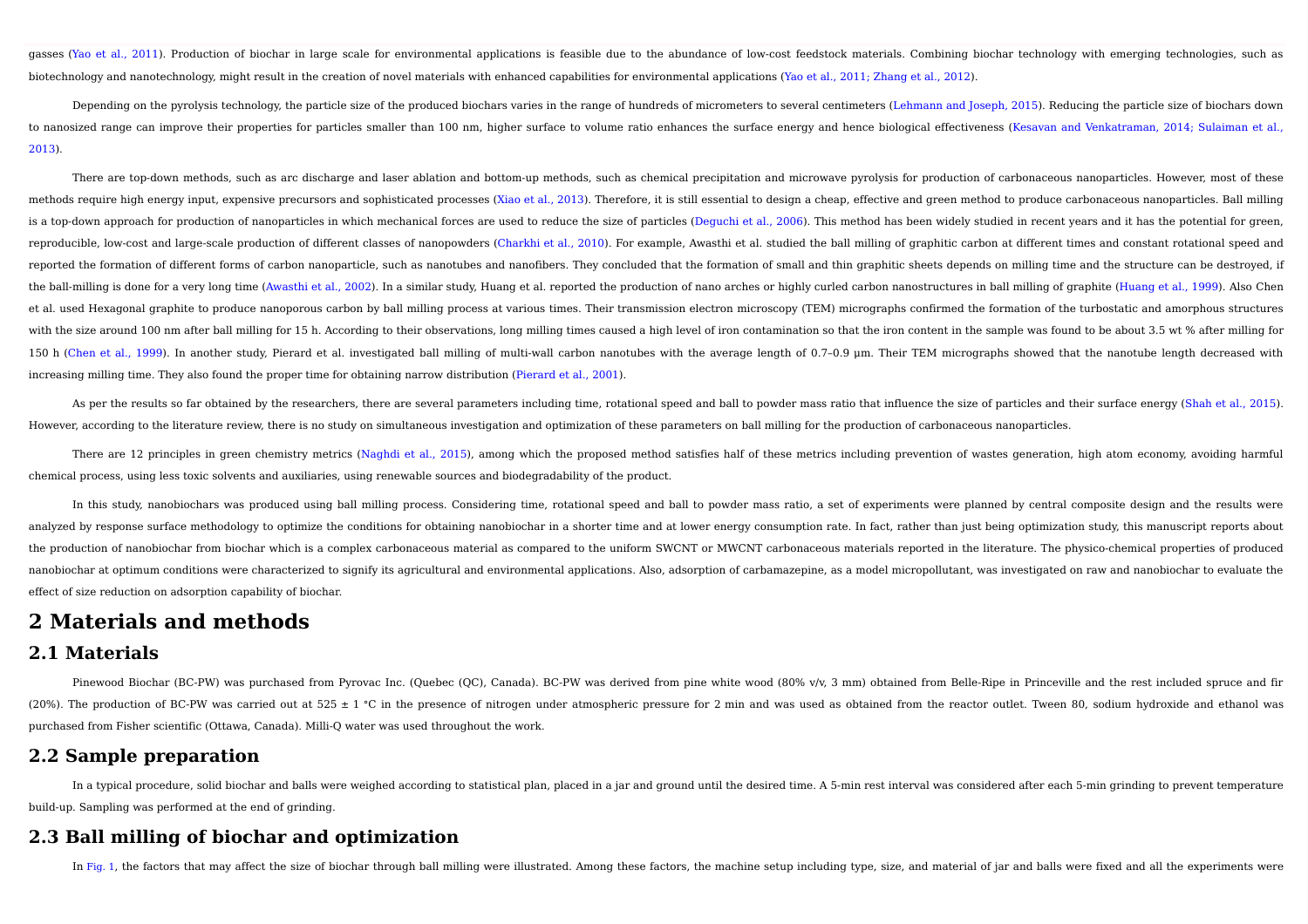gasses (Yao et al., 2011). Production of biochar in large scale for environmental applications is feasible due to the abundance of low-cost feedstock materials. Combining biochar technology with emerging technologies, such as biotechnology and nanotechnology, might result in the creation of novel materials with enhanced capabilities for environmental applications (Yao et al., 2011; Zhang et al., 2012).

Depending on the pyrolysis technology, the particle size of the produced biochars varies in the range of hundreds of micrometers to several centimeters (Lehmann and Joseph, 2015). Reducing the particle size of biochars down to nanosized range can improve their properties for particles smaller than 100 nm, higher surface to volume ratio enhances the surface energy and hence biological effectiveness (Kesavan and Venkatraman, 2014; Sulaiman et al., 2013).

There are top-down methods, such as arc discharge and laser ablation and bottom-up methods, such as chemical precipitation and microwave pyrolysis for production of carbonaceous nanoparticles. However, most of these methods require high energy input, expensive precursors and sophisticated processes (Xiao et al., 2013). Therefore, it is still essential to design a cheap, effective and green method to produce carbonaceous nanoparticles. Ball milling is a top-down approach for production of nanoparticles in which mechanical forces are used to reduce the size of particles (Deguchi et al., 2006). This method has been widely studied in recent years and it has the potential for green, reproducible, low-cost and large-scale production of different classes of nanopowders (Charkhi et al., 2010). For example, Awasthi et al. studied the ball milling of graphitic carbon at different times and constant rotational speed and reported the formation of different forms of carbon nanoparticle, such as nanotubes and nanofibers. They concluded that the formation of small and thin graphitic sheets depends on milling time and the structure can be destroyed, if the ball-milling is done for a very long time (Awasthi et al., 2002). In a similar study, Huang et al. reported the production of nano arches or highly curled carbon nanostructures in ball milling of graphite (Huang et al., 1999). Also Chen et al. used Hexagonal graphite to produce nanoporous carbon by ball milling process at various times. Their transmission electron microscopy (TEM) micrographs confirmed the formation of the turbostatic and amorphous structures with the size around 100 nm after ball milling for 15 h. According to their observations, long milling times caused a high level of iron contamination so that the iron content in the sample was found to be about 3.5 wt % after milling for 150 h (Chen et al., 1999). In another study, Pierard et al. investigated ball milling of multi-wall carbon nanotubes with the average length of 0.7–0.9 µm. Their TEM micrographs showed that the nanotube length decreased with increasing milling time. They also found the proper time for obtaining narrow distribution (Pierard et al., 2001).

As per the results so far obtained by the researchers, there are several parameters including time, rotational speed and ball to powder mass ratio that influence the size of particles and their surface energy (Shah et al., 2015). However, according to the literature review, there is no study on simultaneous investigation and optimization of these parameters on ball milling for the production of carbonaceous nanoparticles.

There are 12 principles in green chemistry metrics (Naghdi et al., 2015), among which the proposed method satisfies half of these metrics including prevention of wastes generation, high atom economy, avoiding harmful chemical process, using less toxic solvents and auxiliaries, using renewable sources and biodegradability of the product.

In this study, nanobiochars was produced using ball milling process. Considering time, rotational speed and ball to powder mass ratio, a set of experiments were planned by central composite design and the results were analyzed by response surface methodology to optimize the conditions for obtaining nanobiochar in a shorter time and at lower energy consumption rate. In fact, rather than just being optimization study, this manuscript reports about the production of nanobiochar from biochar which is a complex carbonaceous material as compared to the uniform SWCNT or MWCNT carbonaceous materials reported in the literature. The physico-chemical properties of produced nanobiochar at optimum conditions were characterized to signify its agricultural and environmental applications. Also, adsorption of carbamazepine, as a model micropollutant, was investigated on raw and nanobiochar to evaluate the effect of size reduction on adsorption capability of biochar.

# 2 Materials and methods

## 2.1 Materials

Pinewood Biochar (BC-PW) was purchased from Pyrovac Inc. (Quebec (QC), Canada). BC-PW was derived from pine white wood (80% v/v, 3 mm) obtained from Belle-Ripe in Princeville and the rest included spruce and fir (20%). The production of BC-PW was carried out at 525 ± 1 °C in the presence of nitrogen under atmospheric pressure for 2 min and was used as obtained from the reactor outlet. Tween 80, sodium hydroxide and ethanol was purchased from Fisher scientific (Ottawa, Canada). Milli-Q water was used throughout the work.

## 2.2 Sample preparation

In a typical procedure, solid biochar and balls were weighed according to statistical plan, placed in a jar and ground until the desired time. A 5-min rest interval was considered after each 5-min grinding to prevent temperature build-up. Sampling was performed at the end of grinding.

## 2.3 Ball milling of biochar and optimization

In Fig. 1, the factors that may affect the size of biochar through ball milling were illustrated. Among these factors, the machine setup including type, size, and material of jar and balls were fixed and all the experiments were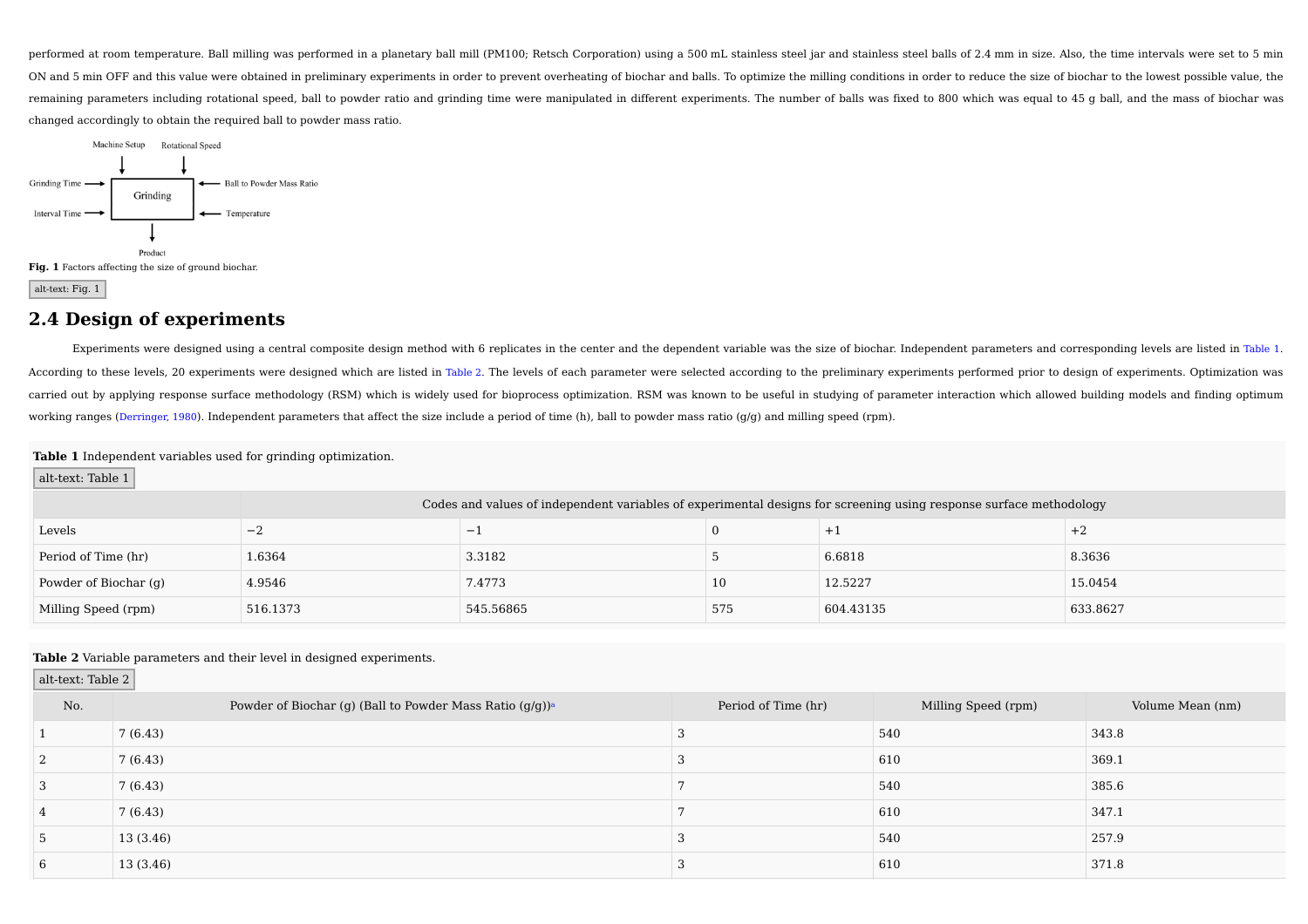performed at room temperature. Ball milling was performed in a planetary ball mill (PM100; Retsch Corporation) using a 500 mL stainless steel jar and stainless steel balls of 2.4 mm in size. Also, the time intervals were set to 5 min ON and 5 min OFF and this value were obtained in preliminary experiments in order to prevent overheating of biochar and balls. To optimize the milling conditions in order to reduce the size of biochar to the lowest possible value, the remaining parameters including rotational speed, ball to powder ratio and grinding time were manipulated in different experiments. The number of balls was fixed to 800 which was equal to 45 g ball, and the mass of biochar was changed accordingly to obtain the required ball to powder mass ratio.

Machine Setup, Rotational Speed, Grinding Time, Ball to Powder Mass Ratio, Interval Time, Temperature → Grinding → Product

**Fig. 1** Factors affecting the size of ground biochar.

alt-text: Fig. 1

## 2.4 Design of experiments

Experiments were designed using a central composite design method with 6 replicates in the center and the dependent variable was the size of biochar. Independent parameters and corresponding levels are listed in Table 1. According to these levels, 20 experiments were designed which are listed in Table 2. The levels of each parameter were selected according to the preliminary experiments performed prior to design of experiments. Optimization was carried out by applying response surface methodology (RSM) which is widely used for bioprocess optimization. RSM was known to be useful in studying of parameter interaction which allowed building models and finding optimum working ranges (Derringer, 1980). Independent parameters that affect the size include a period of time (h), ball to powder mass ratio (g/g) and milling speed (rpm).

**Table 1** Independent variables used for grinding optimization.

alt-text: Table 1

| | Codes and values of independent variables of experimental designs for screening using response surface methodology | | | | |
|---|---|---|---|---|---|
| Levels | −2 | −1 | 0 | +1 | +2 |
| Period of Time (hr) | 1.6364 | 3.3182 | 5 | 6.6818 | 8.3636 |
| Powder of Biochar (g) | 4.9546 | 7.4773 | 10 | 12.5227 | 15.0454 |
| Milling Speed (rpm) | 516.1373 | 545.56865 | 575 | 604.43135 | 633.8627 |

**Table 2** Variable parameters and their level in designed experiments.

alt-text: Table 2

| No. | Powder of Biochar (g) (Ball to Powder Mass Ratio (g/g))[a] | Period of Time (hr) | Milling Speed (rpm) | Volume Mean (nm) |
|---|---|---|---|---|
| 1 | 7 (6.43) | 3 | 540 | 343.8 |
| 2 | 7 (6.43) | 3 | 610 | 369.1 |
| 3 | 7 (6.43) | 7 | 540 | 385.6 |
| 4 | 7 (6.43) | 7 | 610 | 347.1 |
| 5 | 13 (3.46) | 3 | 540 | 257.9 |
| 6 | 13 (3.46) | 3 | 610 | 371.8 |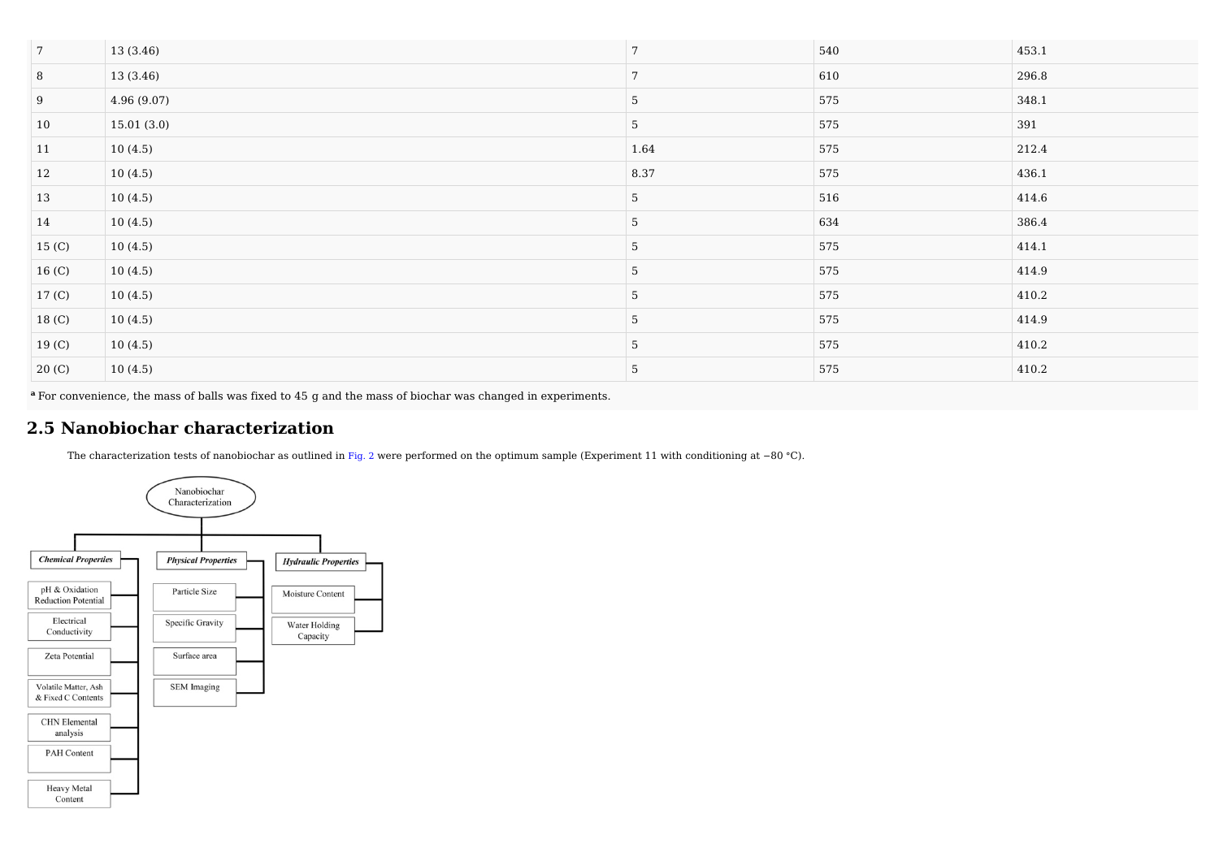| | | | | |
|---|---|---|---|---|
| 7 | 13 (3.46) | 7 | 540 | 453.1 |
| 8 | 13 (3.46) | 7 | 610 | 296.8 |
| 9 | 4.96 (9.07) | 5 | 575 | 348.1 |
| 10 | 15.01 (3.0) | 5 | 575 | 391 |
| 11 | 10 (4.5) | 1.64 | 575 | 212.4 |
| 12 | 10 (4.5) | 8.37 | 575 | 436.1 |
| 13 | 10 (4.5) | 5 | 516 | 414.6 |
| 14 | 10 (4.5) | 5 | 634 | 386.4 |
| 15 (C) | 10 (4.5) | 5 | 575 | 414.1 |
| 16 (C) | 10 (4.5) | 5 | 575 | 414.9 |
| 17 (C) | 10 (4.5) | 5 | 575 | 410.2 |
| 18 (C) | 10 (4.5) | 5 | 575 | 414.9 |
| 19 (C) | 10 (4.5) | 5 | 575 | 410.2 |
| 20 (C) | 10 (4.5) | 5 | 575 | 410.2 |

[a] For convenience, the mass of balls was fixed to 45 g and the mass of biochar was changed in experiments.

## 2.5 Nanobiochar characterization

The characterization tests of nanobiochar as outlined in Fig. 2 were performed on the optimum sample (Experiment 11 with conditioning at −80 °C).

Nanobiochar Characterization

- *Chemical Properties*
  - pH & Oxidation Reduction Potential
  - Electrical Conductivity
  - Zeta Potential
  - Volatile Matter, Ash & Fixed C Contents
  - CHN Elemental analysis
  - PAH Content
  - Heavy Metal Content
- *Physical Properties*
  - Particle Size
  - Specific Gravity
  - Surface area
  - SEM Imaging
- *Hydraulic Properties*
  - Moisture Content
  - Water Holding Capacity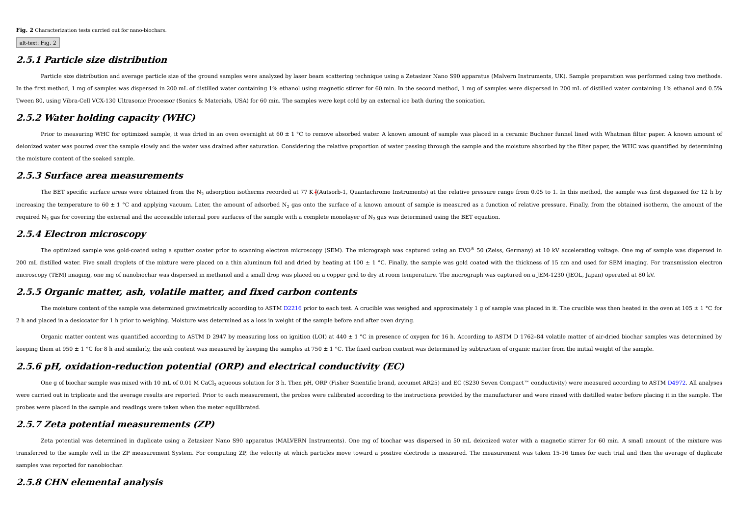**Fig. 2** Characterization tests carried out for nano-biochars.

alt-text: Fig. 2

### 2.5.1 Particle size distribution

Particle size distribution and average particle size of the ground samples were analyzed by laser beam scattering technique using a Zetasizer Nano S90 apparatus (Malvern Instruments, UK). Sample preparation was performed using two methods. In the first method, 1 mg of samples was dispersed in 200 mL of distilled water containing 1% ethanol using magnetic stirrer for 60 min. In the second method, 1 mg of samples were dispersed in 200 mL of distilled water containing 1% ethanol and 0.5% Tween 80, using Vibra-Cell VCX-130 Ultrasonic Processor (Sonics & Materials, USA) for 60 min. The samples were kept cold by an external ice bath during the sonication.

### 2.5.2 Water holding capacity (WHC)

Prior to measuring WHC for optimized sample, it was dried in an oven overnight at 60 ± 1 °C to remove absorbed water. A known amount of sample was placed in a ceramic Buchner funnel lined with Whatman filter paper. A known amount of deionized water was poured over the sample slowly and the water was drained after saturation. Considering the relative proportion of water passing through the sample and the moisture absorbed by the filter paper, the WHC was quantified by determining the moisture content of the soaked sample.

### 2.5.3 Surface area measurements

The BET specific surface areas were obtained from the $N_2$ adsorption isotherms recorded at 77 K (Autsorb-1, Quantachrome Instruments) at the relative pressure range from 0.05 to 1. In this method, the sample was first degassed for 12 h by increasing the temperature to 60 ± 1 °C and applying vacuum. Later, the amount of adsorbed $N_2$ gas onto the surface of a known amount of sample is measured as a function of relative pressure. Finally, from the obtained isotherm, the amount of the required $N_2$ gas for covering the external and the accessible internal pore surfaces of the sample with a complete monolayer of $N_2$ gas was determined using the BET equation.

### 2.5.4 Electron microscopy

The optimized sample was gold-coated using a sputter coater prior to scanning electron microscopy (SEM). The micrograph was captured using an EVO® 50 (Zeiss, Germany) at 10 kV accelerating voltage. One mg of sample was dispersed in 200 mL distilled water. Five small droplets of the mixture were placed on a thin aluminum foil and dried by heating at 100 ± 1 °C. Finally, the sample was gold coated with the thickness of 15 nm and used for SEM imaging. For transmission electron microscopy (TEM) imaging, one mg of nanobiochar was dispersed in methanol and a small drop was placed on a copper grid to dry at room temperature. The micrograph was captured on a JEM-1230 (JEOL, Japan) operated at 80 kV.

### 2.5.5 Organic matter, ash, volatile matter, and fixed carbon contents

The moisture content of the sample was determined gravimetrically according to ASTM D2216 prior to each test. A crucible was weighed and approximately 1 g of sample was placed in it. The crucible was then heated in the oven at 105 ± 1 °C for 2 h and placed in a desiccator for 1 h prior to weighing. Moisture was determined as a loss in weight of the sample before and after oven drying.

Organic matter content was quantified according to ASTM D 2947 by measuring loss on ignition (LOI) at 440 ± 1 °C in presence of oxygen for 16 h. According to ASTM D 1762–84 volatile matter of air-dried biochar samples was determined by keeping them at 950 ± 1 °C for 8 h and similarly, the ash content was measured by keeping the samples at 750 ± 1 °C. The fixed carbon content was determined by subtraction of organic matter from the initial weight of the sample.

### 2.5.6 pH, oxidation-reduction potential (ORP) and electrical conductivity (EC)

One g of biochar sample was mixed with 10 mL of 0.01 M $CaCl_2$ aqueous solution for 3 h. Then pH, ORP (Fisher Scientific brand, accumet AR25) and EC (S230 Seven Compact™ conductivity) were measured according to ASTM D4972. All analyses were carried out in triplicate and the average results are reported. Prior to each measurement, the probes were calibrated according to the instructions provided by the manufacturer and were rinsed with distilled water before placing it in the sample. The probes were placed in the sample and readings were taken when the meter equilibrated.

### 2.5.7 Zeta potential measurements (ZP)

Zeta potential was determined in duplicate using a Zetasizer Nano S90 apparatus (MALVERN Instruments). One mg of biochar was dispersed in 50 mL deionized water with a magnetic stirrer for 60 min. A small amount of the mixture was transferred to the sample well in the ZP measurement System. For computing ZP, the velocity at which particles move toward a positive electrode is measured. The measurement was taken 15-16 times for each trial and then the average of duplicate samples was reported for nanobiochar.

### 2.5.8 CHN elemental analysis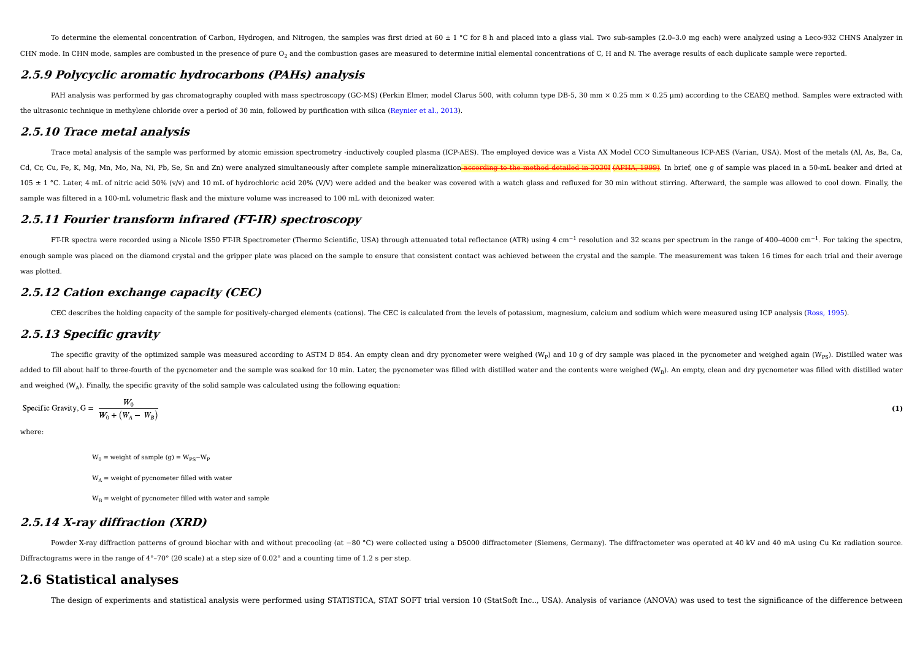To determine the elemental concentration of Carbon, Hydrogen, and Nitrogen, the samples was first dried at 60 ± 1 °C for 8 h and placed into a glass vial. Two sub-samples (2.0–3.0 mg each) were analyzed using a Leco-932 CHNS Analyzer in CHN mode. In CHN mode, samples are combusted in the presence of pure $O_2$ and the combustion gases are measured to determine initial elemental concentrations of C, H and N. The average results of each duplicate sample were reported.

### 2.5.9 Polycyclic aromatic hydrocarbons (PAHs) analysis

PAH analysis was performed by gas chromatography coupled with mass spectroscopy (GC-MS) (Perkin Elmer, model Clarus 500, with column type DB-5, 30 mm × 0.25 mm × 0.25 μm) according to the CEAEQ method. Samples were extracted with the ultrasonic technique in methylene chloride over a period of 30 min, followed by purification with silica (Reynier et al., 2013).

### 2.5.10 Trace metal analysis

Trace metal analysis of the sample was performed by atomic emission spectrometry -inductively coupled plasma (ICP-AES). The employed device was a Vista AX Model CCO Simultaneous ICP-AES (Varian, USA). Most of the metals (Al, As, Ba, Ca, Cd, Cr, Cu, Fe, K, Mg, Mn, Mo, Na, Ni, Pb, Se, Sn and Zn) were analyzed simultaneously after complete sample mineralization ~~according to the method detailed in 3030I (APHA, 1999)~~. In brief, one g of sample was placed in a 50-mL beaker and dried at 105 ± 1 °C. Later, 4 mL of nitric acid 50% (v/v) and 10 mL of hydrochloric acid 20% (V/V) were added and the beaker was covered with a watch glass and refluxed for 30 min without stirring. Afterward, the sample was allowed to cool down. Finally, the sample was filtered in a 100-mL volumetric flask and the mixture volume was increased to 100 mL with deionized water.

### 2.5.11 Fourier transform infrared (FT-IR) spectroscopy

FT-IR spectra were recorded using a Nicole IS50 FT-IR Spectrometer (Thermo Scientific, USA) through attenuated total reflectance (ATR) using 4 $cm^{-1}$ resolution and 32 scans per spectrum in the range of 400–4000 $cm^{-1}$. For taking the spectra, enough sample was placed on the diamond crystal and the gripper plate was placed on the sample to ensure that consistent contact was achieved between the crystal and the sample. The measurement was taken 16 times for each trial and their average was plotted.

### 2.5.12 Cation exchange capacity (CEC)

CEC describes the holding capacity of the sample for positively-charged elements (cations). The CEC is calculated from the levels of potassium, magnesium, calcium and sodium which were measured using ICP analysis (Ross, 1995).

### 2.5.13 Specific gravity

The specific gravity of the optimized sample was measured according to ASTM D 854. An empty clean and dry pycnometer were weighed ($W_P$) and 10 g of dry sample was placed in the pycnometer and weighed again ($W_{PS}$). Distilled water was added to fill about half to three-fourth of the pycnometer and the sample was soaked for 10 min. Later, the pycnometer was filled with distilled water and the contents were weighed ($W_B$). An empty, clean and dry pycnometer was filled with distilled water and weighed ($W_A$). Finally, the specific gravity of the solid sample was calculated using the following equation:

$$\text{Specific Gravity, G} = \frac{W_0}{W_0 + (W_A - W_B)} \quad (1)$$

where:

$W_0$ = weight of sample (g) = $W_{PS} - W_P$

$W_A$ = weight of pycnometer filled with water

$W_B$ = weight of pycnometer filled with water and sample

### 2.5.14 X-ray diffraction (XRD)

Powder X-ray diffraction patterns of ground biochar with and without precooling (at −80 °C) were collected using a D5000 diffractometer (Siemens, Germany). The diffractometer was operated at 40 kV and 40 mA using Cu Kα radiation source. Diffractograms were in the range of 4°–70° (2θ scale) at a step size of 0.02° and a counting time of 1.2 s per step.

## 2.6 Statistical analyses

The design of experiments and statistical analysis were performed using STATISTICA, STAT SOFT trial version 10 (StatSoft Inc.., USA). Analysis of variance (ANOVA) was used to test the significance of the difference between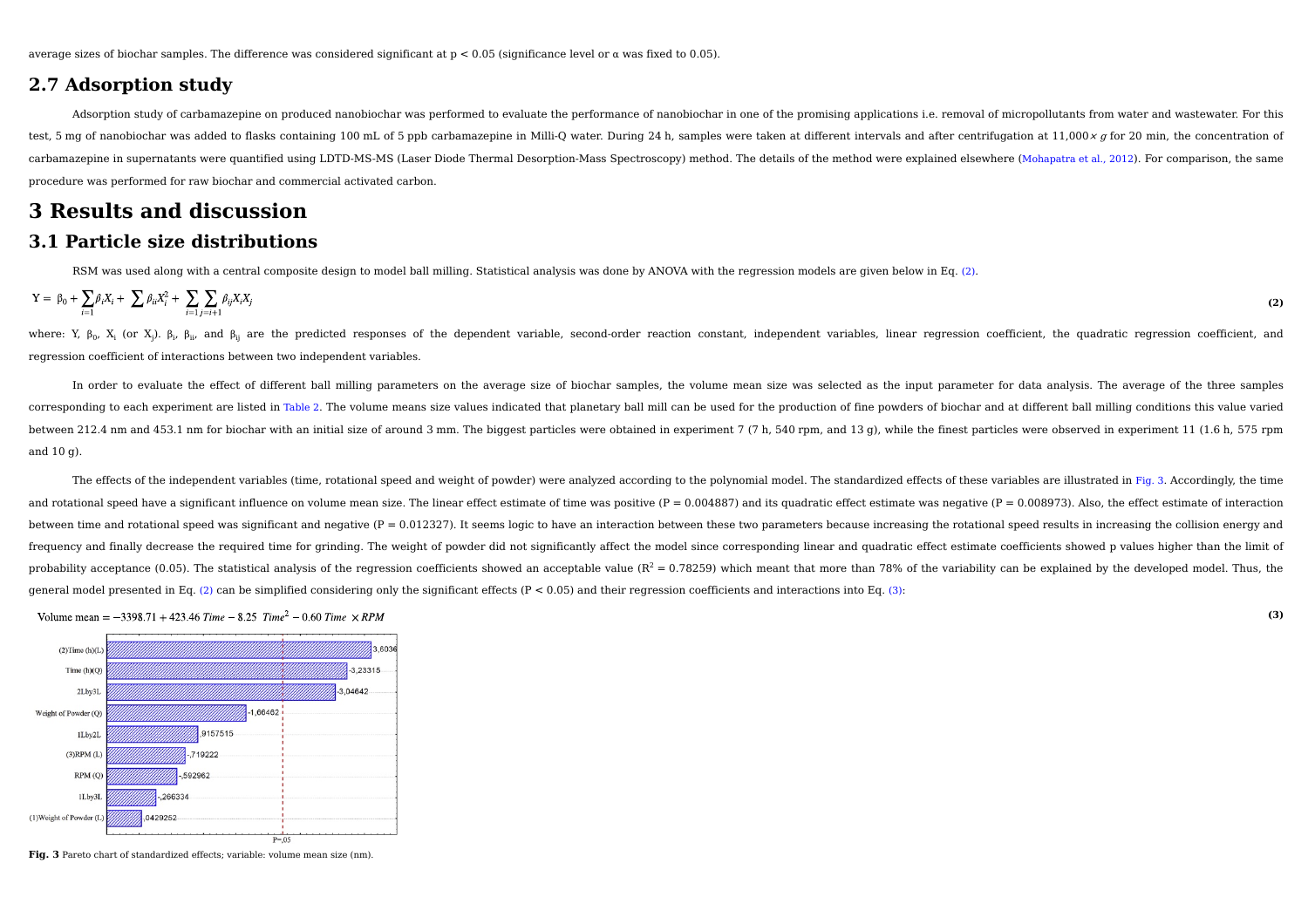average sizes of biochar samples. The difference was considered significant at $p < 0.05$ (significance level or α was fixed to 0.05).

## 2.7 Adsorption study

Adsorption study of carbamazepine on produced nanobiochar was performed to evaluate the performance of nanobiochar in one of the promising applications i.e. removal of micropollutants from water and wastewater. For this test, 5 mg of nanobiochar was added to flasks containing 100 mL of 5 ppb carbamazepine in Milli-Q water. During 24 h, samples were taken at different intervals and after centrifugation at 11,000× *g* for 20 min, the concentration of carbamazepine in supernatants were quantified using LDTD-MS-MS (Laser Diode Thermal Desorption-Mass Spectroscopy) method. The details of the method were explained elsewhere (Mohapatra et al., 2012). For comparison, the same procedure was performed for raw biochar and commercial activated carbon.

# 3 Results and discussion

## 3.1 Particle size distributions

RSM was used along with a central composite design to model ball milling. Statistical analysis was done by ANOVA with the regression models are given below in Eq. (2).

$$Y = \beta_0 + \sum_{i=1} \beta_i X_i + \sum \beta_{ii} X_i^2 + \sum_{i=1} \sum_{j=i+1} \beta_{ij} X_i X_j \quad (2)$$

where: Y, $\beta_0$, $X_i$ (or $X_j$). $\beta_i$, $\beta_{ii}$, and $\beta_{ij}$ are the predicted responses of the dependent variable, second-order reaction constant, independent variables, linear regression coefficient, the quadratic regression coefficient, and regression coefficient of interactions between two independent variables.

In order to evaluate the effect of different ball milling parameters on the average size of biochar samples, the volume mean size was selected as the input parameter for data analysis. The average of the three samples corresponding to each experiment are listed in Table 2. The volume means size values indicated that planetary ball mill can be used for the production of fine powders of biochar and at different ball milling conditions this value varied between 212.4 nm and 453.1 nm for biochar with an initial size of around 3 mm. The biggest particles were obtained in experiment 7 (7 h, 540 rpm, and 13 g), while the finest particles were observed in experiment 11 (1.6 h, 575 rpm and 10 g).

The effects of the independent variables (time, rotational speed and weight of powder) were analyzed according to the polynomial model. The standardized effects of these variables are illustrated in Fig. 3. Accordingly, the time and rotational speed have a significant influence on volume mean size. The linear effect estimate of time was positive ($P = 0.004887$) and its quadratic effect estimate was negative ($P = 0.008973$). Also, the effect estimate of interaction between time and rotational speed was significant and negative ($P = 0.012327$). It seems logic to have an interaction between these two parameters because increasing the rotational speed results in increasing the collision energy and frequency and finally decrease the required time for grinding. The weight of powder did not significantly affect the model since corresponding linear and quadratic effect estimate coefficients showed p values higher than the limit of probability acceptance (0.05). The statistical analysis of the regression coefficients showed an acceptable value ($R^2 = 0.78259$) which meant that more than 78% of the variability can be explained by the developed model. Thus, the general model presented in Eq. (2) can be simplified considering only the significant effects ($P < 0.05$) and their regression coefficients and interactions into Eq. (3):

$$\text{Volume mean} = -3398.71 + 423.46\ Time - 8.25\ Time^2 - 0.60\ Time \times RPM \quad (3)$$

**Fig. 3** Pareto chart of standardized effects; variable: volume mean size (nm).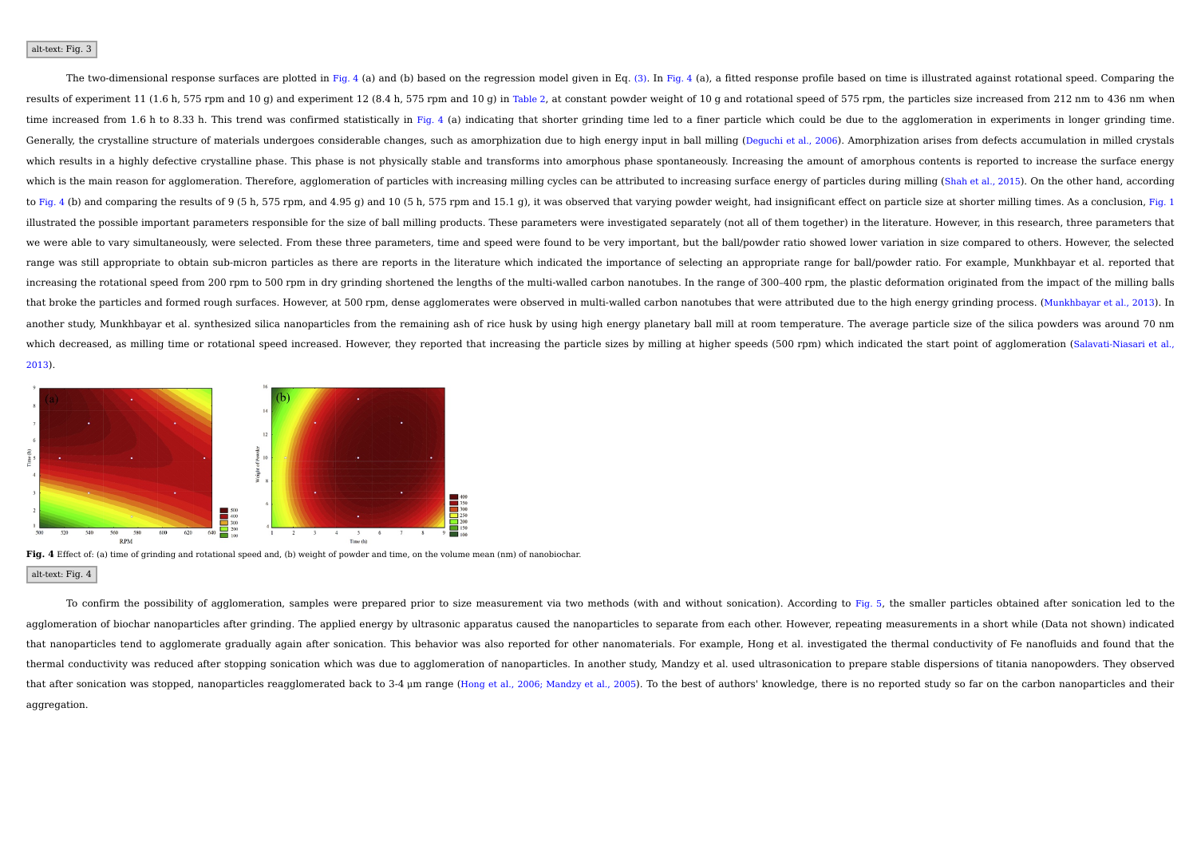alt-text: Fig. 3

The two-dimensional response surfaces are plotted in Fig. 4 (a) and (b) based on the regression model given in Eq. (3). In Fig. 4 (a), a fitted response profile based on time is illustrated against rotational speed. Comparing the results of experiment 11 (1.6 h, 575 rpm and 10 g) and experiment 12 (8.4 h, 575 rpm and 10 g) in Table 2, at constant powder weight of 10 g and rotational speed of 575 rpm, the particles size increased from 212 nm to 436 nm when time increased from 1.6 h to 8.33 h. This trend was confirmed statistically in Fig. 4 (a) indicating that shorter grinding time led to a finer particle which could be due to the agglomeration in experiments in longer grinding time. Generally, the crystalline structure of materials undergoes considerable changes, such as amorphization due to high energy input in ball milling (Deguchi et al., 2006). Amorphization arises from defects accumulation in milled crystals which results in a highly defective crystalline phase. This phase is not physically stable and transforms into amorphous phase spontaneously. Increasing the amount of amorphous contents is reported to increase the surface energy which is the main reason for agglomeration. Therefore, agglomeration of particles with increasing milling cycles can be attributed to increasing surface energy of particles during milling (Shah et al., 2015). On the other hand, according to Fig. 4 (b) and comparing the results of 9 (5 h, 575 rpm, and 4.95 g) and 10 (5 h, 575 rpm and 15.1 g), it was observed that varying powder weight, had insignificant effect on particle size at shorter milling times. As a conclusion, Fig. 1 illustrated the possible important parameters responsible for the size of ball milling products. These parameters were investigated separately (not all of them together) in the literature. However, in this research, three parameters that we were able to vary simultaneously, were selected. From these three parameters, time and speed were found to be very important, but the ball/powder ratio showed lower variation in size compared to others. However, the selected range was still appropriate to obtain sub-micron particles as there are reports in the literature which indicated the importance of selecting an appropriate range for ball/powder ratio. For example, Munkhbayar et al. reported that increasing the rotational speed from 200 rpm to 500 rpm in dry grinding shortened the lengths of the multi-walled carbon nanotubes. In the range of 300–400 rpm, the plastic deformation originated from the impact of the milling balls that broke the particles and formed rough surfaces. However, at 500 rpm, dense agglomerates were observed in multi-walled carbon nanotubes that were attributed due to the high energy grinding process. (Munkhbayar et al., 2013). In another study, Munkhbayar et al. synthesized silica nanoparticles from the remaining ash of rice husk by using high energy planetary ball mill at room temperature. The average particle size of the silica powders was around 70 nm which decreased, as milling time or rotational speed increased. However, they reported that increasing the particle sizes by milling at higher speeds (500 rpm) which indicated the start point of agglomeration (Salavati-Niasari et al., 2013).

**Fig. 4** Effect of: (a) time of grinding and rotational speed and, (b) weight of powder and time, on the volume mean (nm) of nanobiochar.

alt-text: Fig. 4

To confirm the possibility of agglomeration, samples were prepared prior to size measurement via two methods (with and without sonication). According to Fig. 5, the smaller particles obtained after sonication led to the agglomeration of biochar nanoparticles after grinding. The applied energy by ultrasonic apparatus caused the nanoparticles to separate from each other. However, repeating measurements in a short while (Data not shown) indicated that nanoparticles tend to agglomerate gradually again after sonication. This behavior was also reported for other nanomaterials. For example, Hong et al. investigated the thermal conductivity of Fe nanofluids and found that the thermal conductivity was reduced after stopping sonication which was due to agglomeration of nanoparticles. In another study, Mandzy et al. used ultrasonication to prepare stable dispersions of titania nanopowders. They observed that after sonication was stopped, nanoparticles reagglomerated back to 3-4 μm range (Hong et al., 2006; Mandzy et al., 2005). To the best of authors' knowledge, there is no reported study so far on the carbon nanoparticles and their aggregation.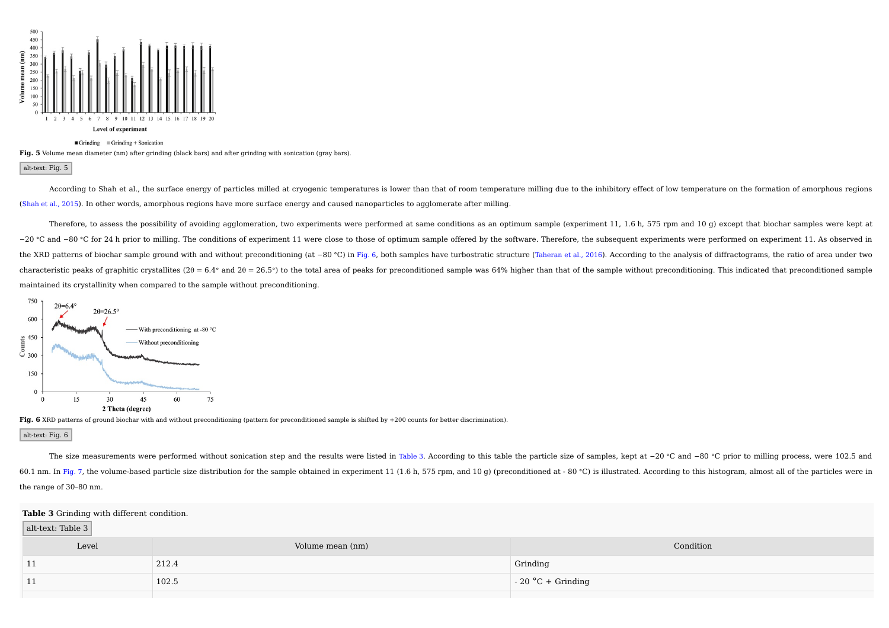**Fig. 5** Volume mean diameter (nm) after grinding (black bars) and after grinding with sonication (gray bars).

alt-text: Fig. 5

According to Shah et al., the surface energy of particles milled at cryogenic temperatures is lower than that of room temperature milling due to the inhibitory effect of low temperature on the formation of amorphous regions (Shah et al., 2015). In other words, amorphous regions have more surface energy and caused nanoparticles to agglomerate after milling.

Therefore, to assess the possibility of avoiding agglomeration, two experiments were performed at same conditions as an optimum sample (experiment 11, 1.6 h, 575 rpm and 10 g) except that biochar samples were kept at −20 °C and −80 °C for 24 h prior to milling. The conditions of experiment 11 were close to those of optimum sample offered by the software. Therefore, the subsequent experiments were performed on experiment 11. As observed in the XRD patterns of biochar sample ground with and without preconditioning (at −80 °C) in Fig. 6, both samples have turbostratic structure (Taheran et al., 2016). According to the analysis of diffractograms, the ratio of area under two characteristic peaks of graphitic crystallites (2θ = 6.4° and 2θ = 26.5°) to the total area of peaks for preconditioned sample was 64% higher than that of the sample without preconditioning. This indicated that preconditioned sample maintained its crystallinity when compared to the sample without preconditioning.

**Fig. 6** XRD patterns of ground biochar with and without preconditioning (pattern for preconditioned sample is shifted by +200 counts for better discrimination).

alt-text: Fig. 6

The size measurements were performed without sonication step and the results were listed in Table 3. According to this table the particle size of samples, kept at −20 °C and −80 °C prior to milling process, were 102.5 and 60.1 nm. In Fig. 7, the volume-based particle size distribution for the sample obtained in experiment 11 (1.6 h, 575 rpm, and 10 g) (preconditioned at - 80 °C) is illustrated. According to this histogram, almost all of the particles were in the range of 30–80 nm.

**Table 3** Grinding with different condition.

alt-text: Table 3

| Level | Volume mean (nm) | Condition |
|---|---|---|
| 11 | 212.4 | Grinding |
| 11 | 102.5 | - 20 °C + Grinding |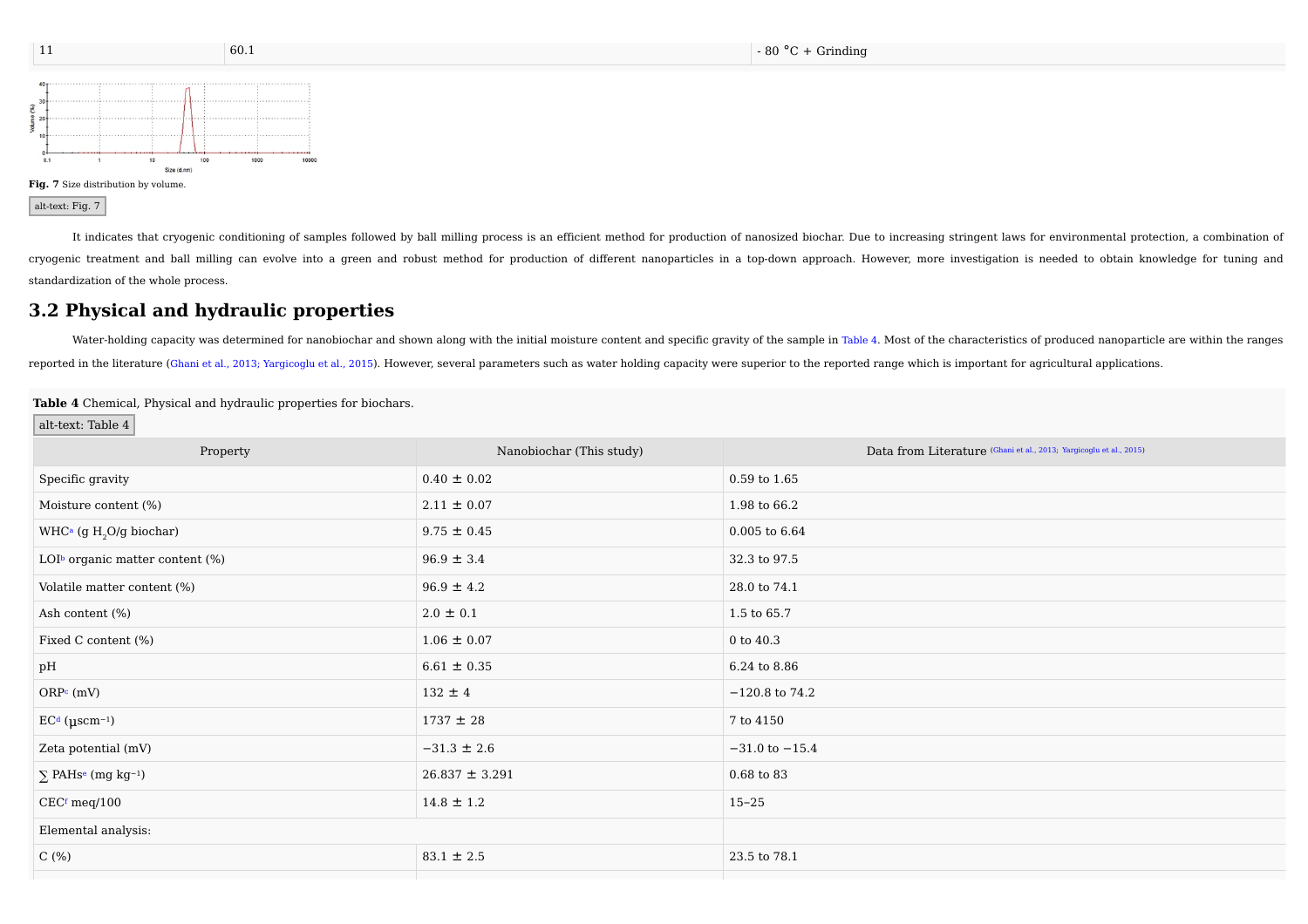| 11 | 60.1 | - 80 °C + Grinding |
|---|---|---|

Fig. 7 Size distribution by volume.

alt-text: Fig. 7

It indicates that cryogenic conditioning of samples followed by ball milling process is an efficient method for production of nanosized biochar. Due to increasing stringent laws for environmental protection, a combination of cryogenic treatment and ball milling can evolve into a green and robust method for production of different nanoparticles in a top-down approach. However, more investigation is needed to obtain knowledge for tuning and standardization of the whole process.

## 3.2 Physical and hydraulic properties

Water-holding capacity was determined for nanobiochar and shown along with the initial moisture content and specific gravity of the sample in Table 4. Most of the characteristics of produced nanoparticle are within the ranges reported in the literature (Ghani et al., 2013; Yargicoglu et al., 2015). However, several parameters such as water holding capacity were superior to the reported range which is important for agricultural applications.

**Table 4** Chemical, Physical and hydraulic properties for biochars.

alt-text: Table 4

| Property | Nanobiochar (This study) | Data from Literature (Ghani et al., 2013; Yargicoglu et al., 2015) |
|---|---|---|
| Specific gravity | 0.40 ± 0.02 | 0.59 to 1.65 |
| Moisture content (%) | 2.11 ± 0.07 | 1.98 to 66.2 |
| WHC[a] (g $H_2O$/g biochar) | 9.75 ± 0.45 | 0.005 to 6.64 |
| LOI[b] organic matter content (%) | 96.9 ± 3.4 | 32.3 to 97.5 |
| Volatile matter content (%) | 96.9 ± 4.2 | 28.0 to 74.1 |
| Ash content (%) | 2.0 ± 0.1 | 1.5 to 65.7 |
| Fixed C content (%) | 1.06 ± 0.07 | 0 to 40.3 |
| pH | 6.61 ± 0.35 | 6.24 to 8.86 |
| ORP[c] (mV) | 132 ± 4 | −120.8 to 74.2 |
| EC[d] ($\mu$scm$^{-1}$) | 1737 ± 28 | 7 to 4150 |
| Zeta potential (mV) | −31.3 ± 2.6 | −31.0 to −15.4 |
| ∑ PAHs[e] (mg kg$^{-1}$) | 26.837 ± 3.291 | 0.68 to 83 |
| CEC[f] meq/100 | 14.8 ± 1.2 | 15–25 |
| Elemental analysis: | | |
| C (%) | 83.1 ± 2.5 | 23.5 to 78.1 |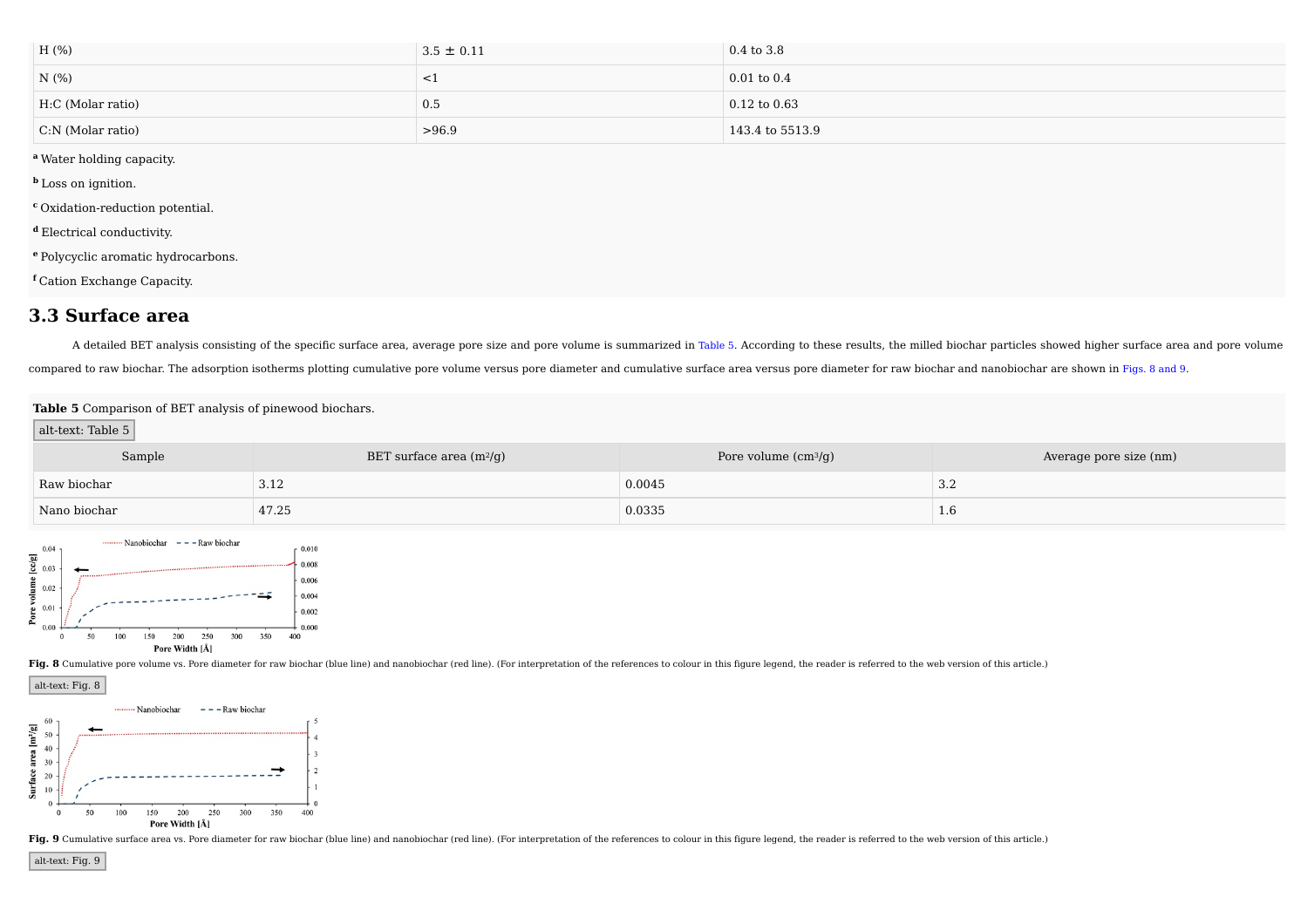| H (%) | 3.5 ± 0.11 | 0.4 to 3.8 |
|---|---|---|
| N (%) | <1 | 0.01 to 0.4 |
| H:C (Molar ratio) | 0.5 | 0.12 to 0.63 |
| C:N (Molar ratio) | >96.9 | 143.4 to 5513.9 |

[a] Water holding capacity.

[b] Loss on ignition.

[c] Oxidation-reduction potential.

[d] Electrical conductivity.

[e] Polycyclic aromatic hydrocarbons.

[f] Cation Exchange Capacity.

## 3.3 Surface area

A detailed BET analysis consisting of the specific surface area, average pore size and pore volume is summarized in Table 5. According to these results, the milled biochar particles showed higher surface area and pore volume compared to raw biochar. The adsorption isotherms plotting cumulative pore volume versus pore diameter and cumulative surface area versus pore diameter for raw biochar and nanobiochar are shown in Figs. 8 and 9.

**Table 5** Comparison of BET analysis of pinewood biochars.

alt-text: Table 5

| Sample | BET surface area ($m^2/g$) | Pore volume ($cm^3/g$) | Average pore size (nm) |
|---|---|---|---|
| Raw biochar | 3.12 | 0.0045 | 3.2 |
| Nano biochar | 47.25 | 0.0335 | 1.6 |

**Fig. 8** Cumulative pore volume vs. Pore diameter for raw biochar (blue line) and nanobiochar (red line). (For interpretation of the references to colour in this figure legend, the reader is referred to the web version of this article.)

alt-text: Fig. 8

**Fig. 9** Cumulative surface area vs. Pore diameter for raw biochar (blue line) and nanobiochar (red line). (For interpretation of the references to colour in this figure legend, the reader is referred to the web version of this article.)

alt-text: Fig. 9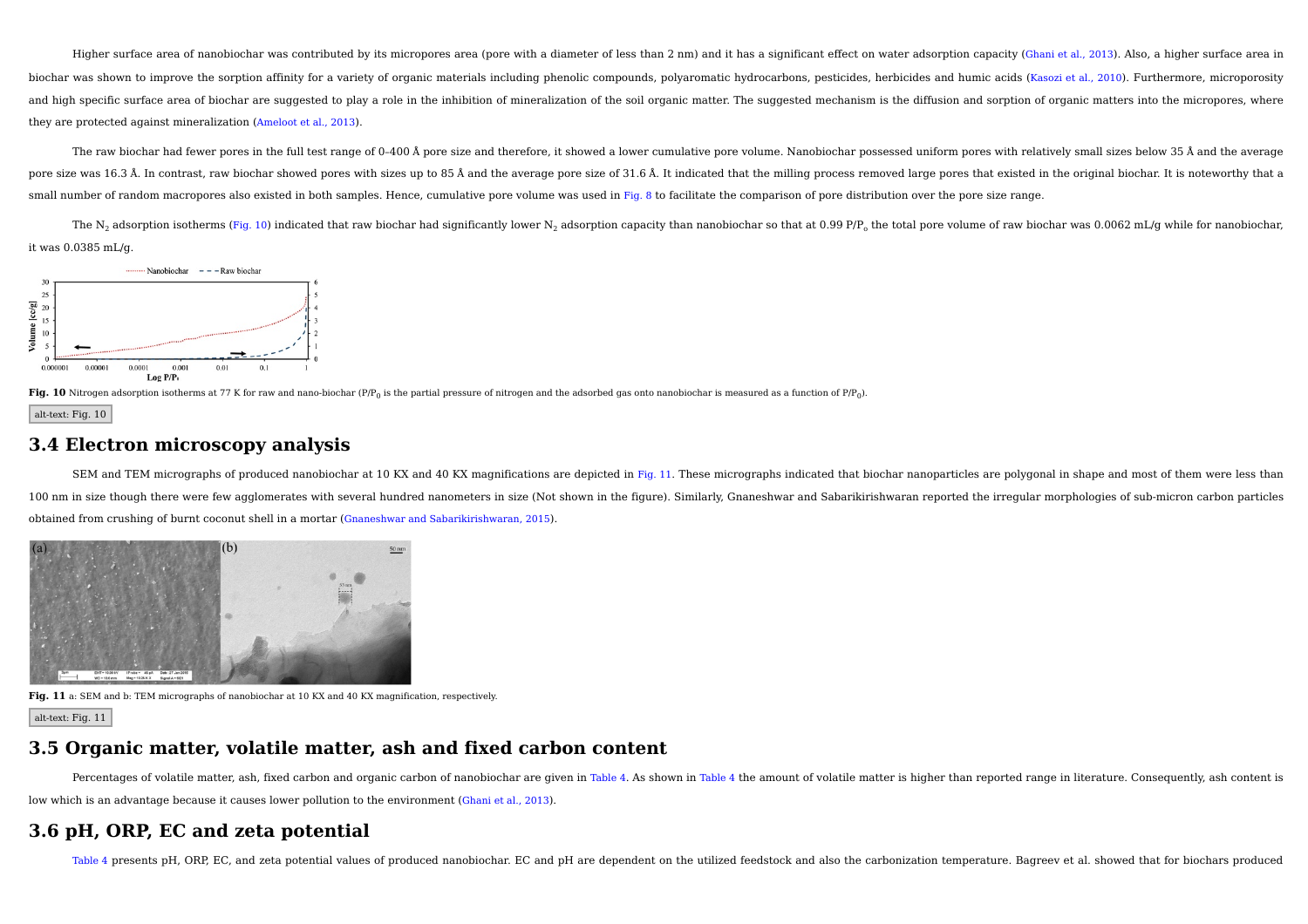Higher surface area of nanobiochar was contributed by its micropores area (pore with a diameter of less than 2 nm) and it has a significant effect on water adsorption capacity (Ghani et al., 2013). Also, a higher surface area in biochar was shown to improve the sorption affinity for a variety of organic materials including phenolic compounds, polyaromatic hydrocarbons, pesticides, herbicides and humic acids (Kasozi et al., 2010). Furthermore, microporosity and high specific surface area of biochar are suggested to play a role in the inhibition of mineralization of the soil organic matter. The suggested mechanism is the diffusion and sorption of organic matters into the micropores, where they are protected against mineralization (Ameloot et al., 2013).

The raw biochar had fewer pores in the full test range of 0–400 Å pore size and therefore, it showed a lower cumulative pore volume. Nanobiochar possessed uniform pores with relatively small sizes below 35 Å and the average pore size was 16.3 Å. In contrast, raw biochar showed pores with sizes up to 85 Å and the average pore size of 31.6 Å. It indicated that the milling process removed large pores that existed in the original biochar. It is noteworthy that a small number of random macropores also existed in both samples. Hence, cumulative pore volume was used in Fig. 8 to facilitate the comparison of pore distribution over the pore size range.

The $N_2$ adsorption isotherms (Fig. 10) indicated that raw biochar had significantly lower $N_2$ adsorption capacity than nanobiochar so that at 0.99 $P/P_o$ the total pore volume of raw biochar was 0.0062 mL/g while for nanobiochar, it was 0.0385 mL/g.

**Fig. 10** Nitrogen adsorption isotherms at 77 K for raw and nano-biochar ($P/P_0$ is the partial pressure of nitrogen and the adsorbed gas onto nanobiochar is measured as a function of $P/P_0$).

alt-text: Fig. 10

## 3.4 Electron microscopy analysis

SEM and TEM micrographs of produced nanobiochar at 10 KX and 40 KX magnifications are depicted in Fig. 11. These micrographs indicated that biochar nanoparticles are polygonal in shape and most of them were less than 100 nm in size though there were few agglomerates with several hundred nanometers in size (Not shown in the figure). Similarly, Gnaneshwar and Sabarikirishwaran reported the irregular morphologies of sub-micron carbon particles obtained from crushing of burnt coconut shell in a mortar (Gnaneshwar and Sabarikirishwaran, 2015).

**Fig. 11** a: SEM and b: TEM micrographs of nanobiochar at 10 KX and 40 KX magnification, respectively.

alt-text: Fig. 11

## 3.5 Organic matter, volatile matter, ash and fixed carbon content

Percentages of volatile matter, ash, fixed carbon and organic carbon of nanobiochar are given in Table 4. As shown in Table 4 the amount of volatile matter is higher than reported range in literature. Consequently, ash content is low which is an advantage because it causes lower pollution to the environment (Ghani et al., 2013).

## 3.6 pH, ORP, EC and zeta potential

Table 4 presents pH, ORP, EC, and zeta potential values of produced nanobiochar. EC and pH are dependent on the utilized feedstock and also the carbonization temperature. Bagreev et al. showed that for biochars produced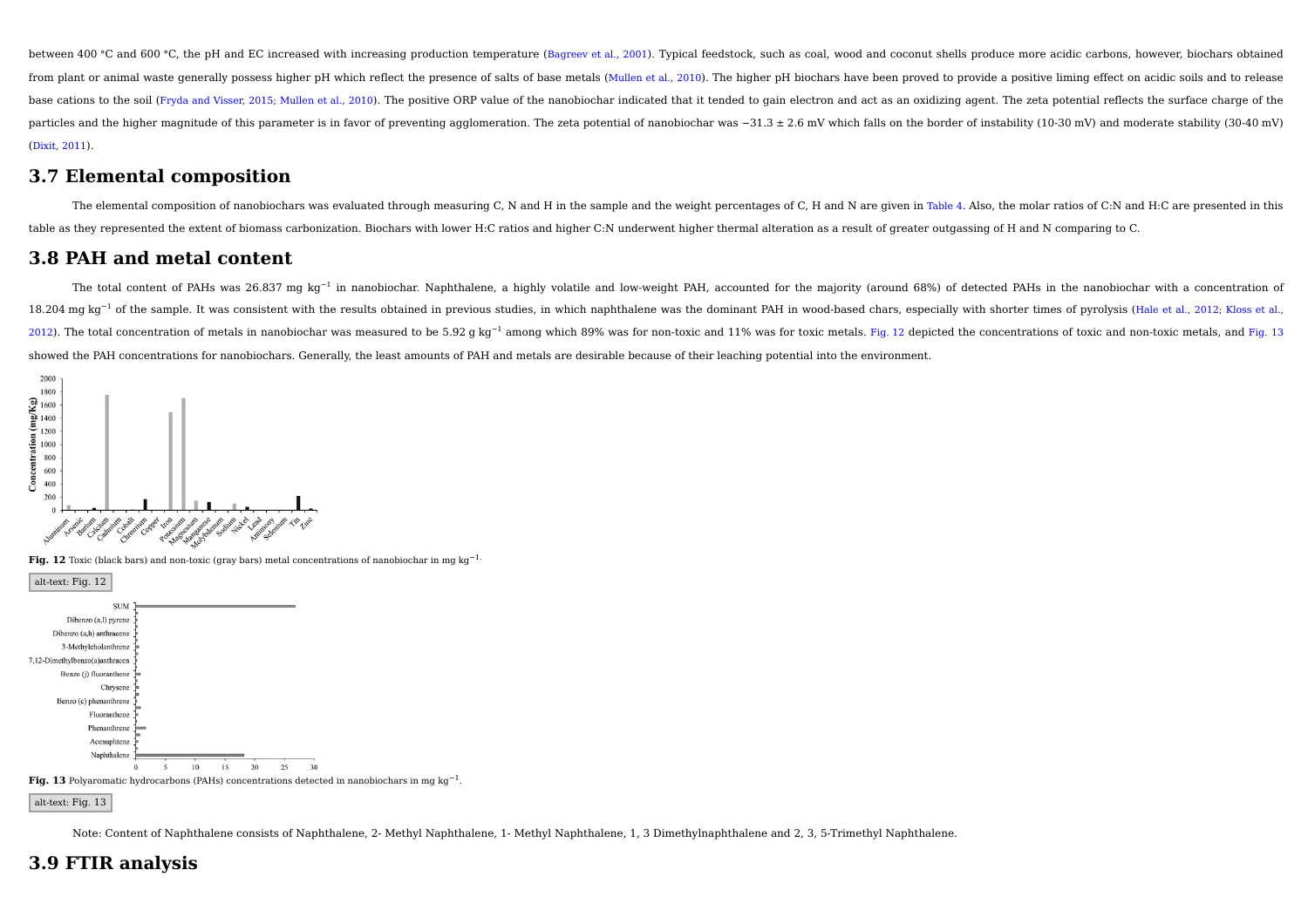between 400 °C and 600 °C, the pH and EC increased with increasing production temperature (Bagreev et al., 2001). Typical feedstock, such as coal, wood and coconut shells produce more acidic carbons, however, biochars obtained from plant or animal waste generally possess higher pH which reflect the presence of salts of base metals (Mullen et al., 2010). The higher pH biochars have been proved to provide a positive liming effect on acidic soils and to release base cations to the soil (Fryda and Visser, 2015; Mullen et al., 2010). The positive ORP value of the nanobiochar indicated that it tended to gain electron and act as an oxidizing agent. The zeta potential reflects the surface charge of the particles and the higher magnitude of this parameter is in favor of preventing agglomeration. The zeta potential of nanobiochar was −31.3 ± 2.6 mV which falls on the border of instability (10-30 mV) and moderate stability (30-40 mV) (Dixit, 2011).

## 3.7 Elemental composition

The elemental composition of nanobiochars was evaluated through measuring C, N and H in the sample and the weight percentages of C, H and N are given in Table 4. Also, the molar ratios of C:N and H:C are presented in this table as they represented the extent of biomass carbonization. Biochars with lower H:C ratios and higher C:N underwent higher thermal alteration as a result of greater outgassing of H and N comparing to C.

## 3.8 PAH and metal content

The total content of PAHs was 26.837 mg $kg^{-1}$ in nanobiochar. Naphthalene, a highly volatile and low-weight PAH, accounted for the majority (around 68%) of detected PAHs in the nanobiochar with a concentration of 18.204 mg $kg^{-1}$ of the sample. It was consistent with the results obtained in previous studies, in which naphthalene was the dominant PAH in wood-based chars, especially with shorter times of pyrolysis (Hale et al., 2012; Kloss et al., 2012). The total concentration of metals in nanobiochar was measured to be 5.92 g $kg^{-1}$ among which 89% was for non-toxic and 11% was for toxic metals. Fig. 12 depicted the concentrations of toxic and non-toxic metals, and Fig. 13 showed the PAH concentrations for nanobiochars. Generally, the least amounts of PAH and metals are desirable because of their leaching potential into the environment.

**Fig. 12** Toxic (black bars) and non-toxic (gray bars) metal concentrations of nanobiochar in mg $kg^{-1}$.

alt-text: Fig. 12

**Fig. 13** Polyaromatic hydrocarbons (PAHs) concentrations detected in nanobiochars in mg $kg^{-1}$.

alt-text: Fig. 13

Note: Content of Naphthalene consists of Naphthalene, 2- Methyl Naphthalene, 1- Methyl Naphthalene, 1, 3 Dimethylnaphthalene and 2, 3, 5-Trimethyl Naphthalene.

## 3.9 FTIR analysis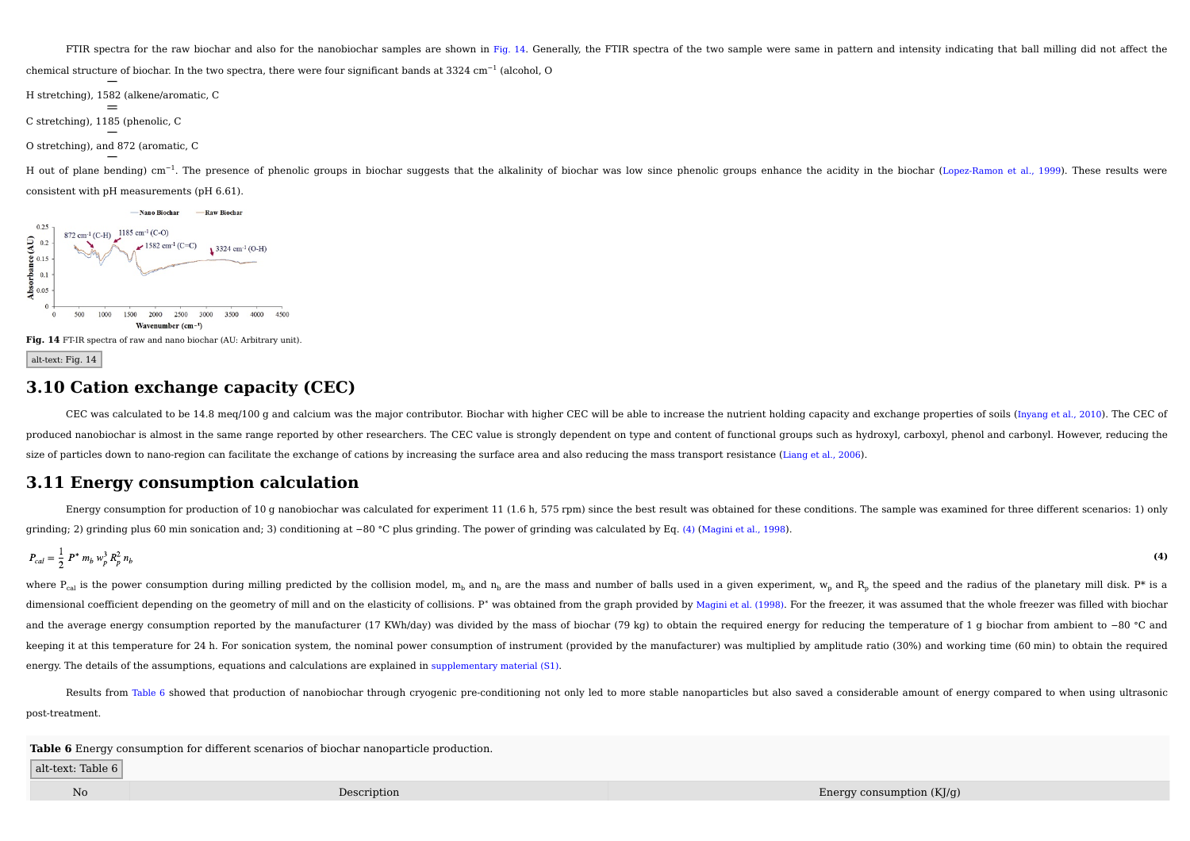FTIR spectra for the raw biochar and also for the nanobiochar samples are shown in Fig. 14. Generally, the FTIR spectra of the two sample were same in pattern and intensity indicating that ball milling did not affect the chemical structure of biochar. In the two spectra, there were four significant bands at 3324 $cm^{-1}$ (alcohol, O—H stretching), 1582 (alkene/aromatic, C=C stretching), 1185 (phenolic, C—O stretching), and 872 (aromatic, C—H out of plane bending) $cm^{-1}$. The presence of phenolic groups in biochar suggests that the alkalinity of biochar was low since phenolic groups enhance the acidity in the biochar (Lopez-Ramon et al., 1999). These results were consistent with pH measurements (pH 6.61).

**Fig. 14** FT-IR spectra of raw and nano biochar (AU: Arbitrary unit).

alt-text: Fig. 14

## 3.10 Cation exchange capacity (CEC)

CEC was calculated to be 14.8 meq/100 g and calcium was the major contributor. Biochar with higher CEC will be able to increase the nutrient holding capacity and exchange properties of soils (Inyang et al., 2010). The CEC of produced nanobiochar is almost in the same range reported by other researchers. The CEC value is strongly dependent on type and content of functional groups such as hydroxyl, carboxyl, phenol and carbonyl. However, reducing the size of particles down to nano-region can facilitate the exchange of cations by increasing the surface area and also reducing the mass transport resistance (Liang et al., 2006).

## 3.11 Energy consumption calculation

Energy consumption for production of 10 g nanobiochar was calculated for experiment 11 (1.6 h, 575 rpm) since the best result was obtained for these conditions. The sample was examined for three different scenarios: 1) only grinding; 2) grinding plus 60 min sonication and; 3) conditioning at −80 °C plus grinding. The power of grinding was calculated by Eq. (4) (Magini et al., 1998).

$$P_{cal} = \frac{1}{2} P^* m_b w_p^3 R_p^2 n_b \tag{4}$$

where $P_{cal}$ is the power consumption during milling predicted by the collision model, $m_b$ and $n_b$ are the mass and number of balls used in a given experiment, $w_p$ and $R_p$ the speed and the radius of the planetary mill disk. P* is a dimensional coefficient depending on the geometry of mill and on the elasticity of collisions. P* was obtained from the graph provided by Magini et al. (1998). For the freezer, it was assumed that the whole freezer was filled with biochar and the average energy consumption reported by the manufacturer (17 KWh/day) was divided by the mass of biochar (79 kg) to obtain the required energy for reducing the temperature of 1 g biochar from ambient to −80 °C and keeping it at this temperature for 24 h. For sonication system, the nominal power consumption of instrument (provided by the manufacturer) was multiplied by amplitude ratio (30%) and working time (60 min) to obtain the required energy. The details of the assumptions, equations and calculations are explained in supplementary material (S1).

Results from Table 6 showed that production of nanobiochar through cryogenic pre-conditioning not only led to more stable nanoparticles but also saved a considerable amount of energy compared to when using ultrasonic post-treatment.

**Table 6** Energy consumption for different scenarios of biochar nanoparticle production.

alt-text: Table 6

| No | Description | Energy consumption (KJ/g) |
|---|---|---|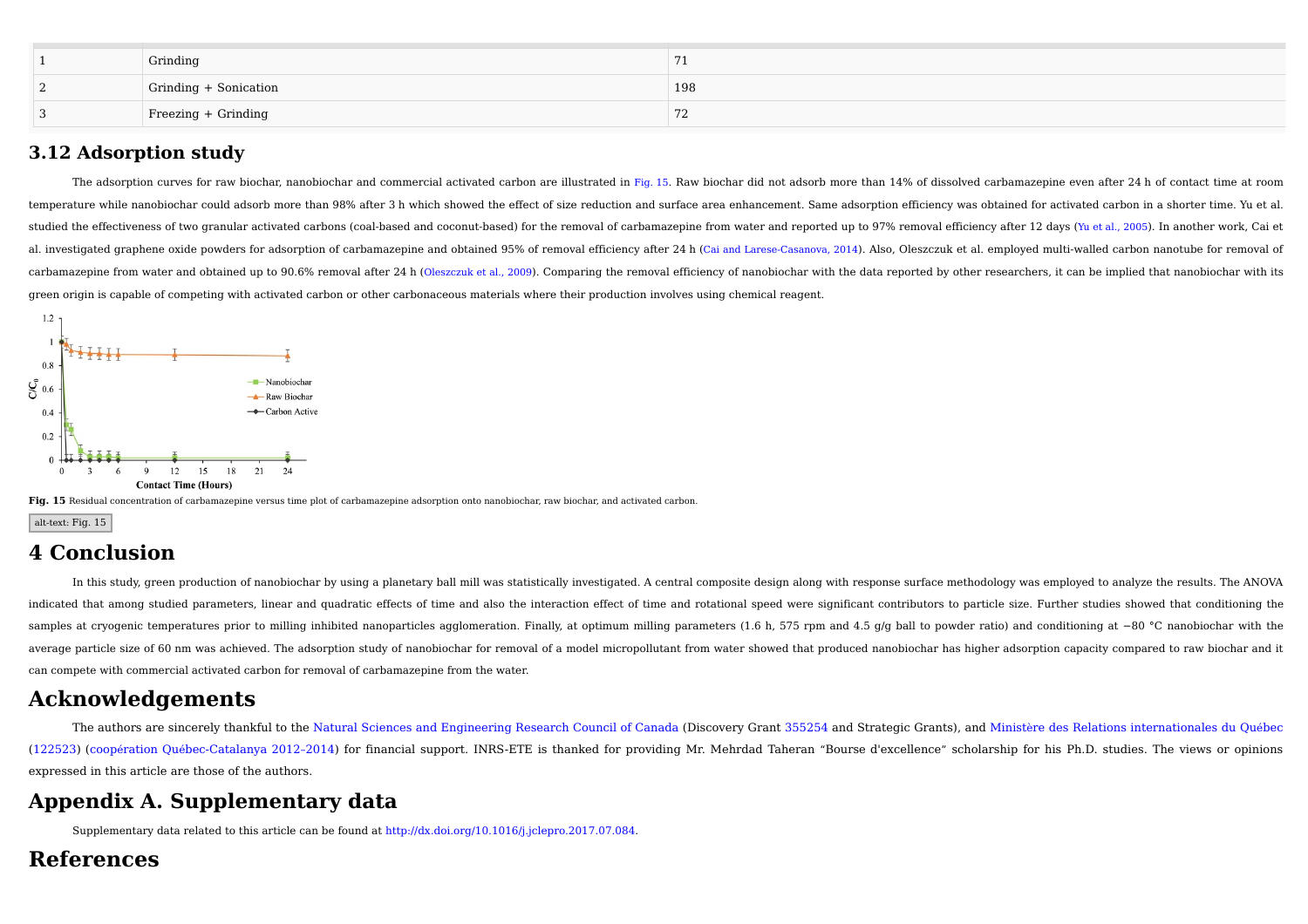| | | |
|---|---|---|
| 1 | Grinding | 71 |
| 2 | Grinding + Sonication | 198 |
| 3 | Freezing + Grinding | 72 |

## 3.12 Adsorption study

The adsorption curves for raw biochar, nanobiochar and commercial activated carbon are illustrated in Fig. 15. Raw biochar did not adsorb more than 14% of dissolved carbamazepine even after 24 h of contact time at room temperature while nanobiochar could adsorb more than 98% after 3 h which showed the effect of size reduction and surface area enhancement. Same adsorption efficiency was obtained for activated carbon in a shorter time. Yu et al. studied the effectiveness of two granular activated carbons (coal-based and coconut-based) for the removal of carbamazepine from water and reported up to 97% removal efficiency after 12 days (Yu et al., 2005). In another work, Cai et al. investigated graphene oxide powders for adsorption of carbamazepine and obtained 95% of removal efficiency after 24 h (Cai and Larese-Casanova, 2014). Also, Oleszczuk et al. employed multi-walled carbon nanotube for removal of carbamazepine from water and obtained up to 90.6% removal after 24 h (Oleszczuk et al., 2009). Comparing the removal efficiency of nanobiochar with the data reported by other researchers, it can be implied that nanobiochar with its green origin is capable of competing with activated carbon or other carbonaceous materials where their production involves using chemical reagent.

**Fig. 15** Residual concentration of carbamazepine versus time plot of carbamazepine adsorption onto nanobiochar, raw biochar, and activated carbon.

alt-text: Fig. 15

# 4 Conclusion

In this study, green production of nanobiochar by using a planetary ball mill was statistically investigated. A central composite design along with response surface methodology was employed to analyze the results. The ANOVA indicated that among studied parameters, linear and quadratic effects of time and also the interaction effect of time and rotational speed were significant contributors to particle size. Further studies showed that conditioning the samples at cryogenic temperatures prior to milling inhibited nanoparticles agglomeration. Finally, at optimum milling parameters (1.6 h, 575 rpm and 4.5 g/g ball to powder ratio) and conditioning at −80 °C nanobiochar with the average particle size of 60 nm was achieved. The adsorption study of nanobiochar for removal of a model micropollutant from water showed that produced nanobiochar has higher adsorption capacity compared to raw biochar and it can compete with commercial activated carbon for removal of carbamazepine from the water.

# Acknowledgements

The authors are sincerely thankful to the Natural Sciences and Engineering Research Council of Canada (Discovery Grant 355254 and Strategic Grants), and Ministère des Relations internationales du Québec (122523) (coopération Québec-Catalanya 2012-2014) for financial support. INRS-ETE is thanked for providing Mr. Mehrdad Taheran "Bourse d'excellence" scholarship for his Ph.D. studies. The views or opinions expressed in this article are those of the authors.

# Appendix A. Supplementary data

Supplementary data related to this article can be found at http://dx.doi.org/10.1016/j.jclepro.2017.07.084.

# References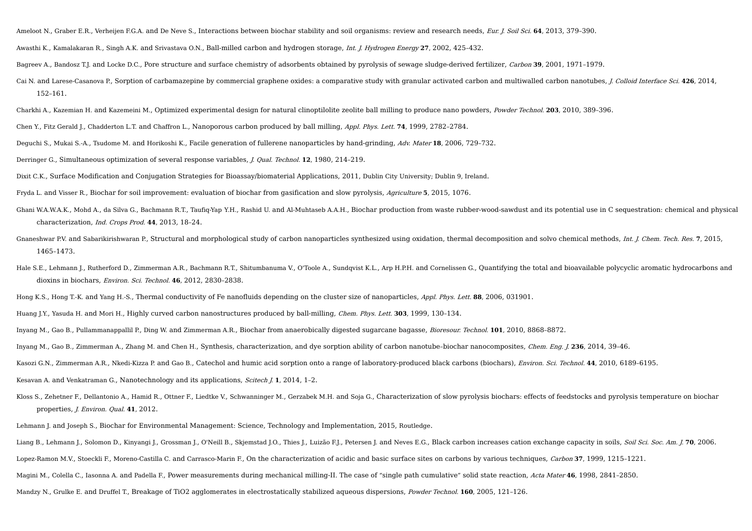Ameloot N., Graber E.R., Verheijen F.G.A. and De Neve S., Interactions between biochar stability and soil organisms: review and research needs, *Eur. J. Soil Sci.* **64**, 2013, 379–390.

Awasthi K., Kamalakaran R., Singh A.K. and Srivastava O.N., Ball-milled carbon and hydrogen storage, *Int. J. Hydrogen Energy* **27**, 2002, 425–432.

Bagreev A., Bandosz T.J. and Locke D.C., Pore structure and surface chemistry of adsorbents obtained by pyrolysis of sewage sludge-derived fertilizer, *Carbon* **39**, 2001, 1971–1979.

Cai N. and Larese-Casanova P., Sorption of carbamazepine by commercial graphene oxides: a comparative study with granular activated carbon and multiwalled carbon nanotubes, *J. Colloid Interface Sci.* **426**, 2014, 152–161.

Charkhi A., Kazemian H. and Kazemeini M., Optimized experimental design for natural clinoptilolite zeolite ball milling to produce nano powders, *Powder Technol.* **203**, 2010, 389–396.

Chen Y., Fitz Gerald J., Chadderton L.T. and Chaffron L., Nanoporous carbon produced by ball milling, *Appl. Phys. Lett.* **74**, 1999, 2782–2784.

Deguchi S., Mukai S.-A., Tsudome M. and Horikoshi K., Facile generation of fullerene nanoparticles by hand-grinding, *Adv. Mater* **18**, 2006, 729–732.

Derringer G., Simultaneous optimization of several response variables, *J. Qual. Technol.* **12**, 1980, 214–219.

Dixit C.K., Surface Modification and Conjugation Strategies for Bioassay/biomaterial Applications, 2011, Dublin City University; Dublin 9, Ireland.

Fryda L. and Visser R., Biochar for soil improvement: evaluation of biochar from gasification and slow pyrolysis, *Agriculture* **5**, 2015, 1076.

Ghani W.A.W.A.K., Mohd A., da Silva G., Bachmann R.T., Taufiq-Yap Y.H., Rashid U. and Al-Muhtaseb A.A.H., Biochar production from waste rubber-wood-sawdust and its potential use in C sequestration: chemical and physical characterization, *Ind. Crops Prod.* **44**, 2013, 18–24.

Gnaneshwar P.V. and Sabarikirishwaran P., Structural and morphological study of carbon nanoparticles synthesized using oxidation, thermal decomposition and solvo chemical methods, *Int. J. Chem. Tech. Res.* **7**, 2015, 1465–1473.

Hale S.E., Lehmann J., Rutherford D., Zimmerman A.R., Bachmann R.T., Shitumbanuma V., O'Toole A., Sundqvist K.L., Arp H.P.H. and Cornelissen G., Quantifying the total and bioavailable polycyclic aromatic hydrocarbons and dioxins in biochars, *Environ. Sci. Technol.* **46**, 2012, 2830–2838.

Hong K.S., Hong T.-K. and Yang H.-S., Thermal conductivity of Fe nanofluids depending on the cluster size of nanoparticles, *Appl. Phys. Lett.* **88**, 2006, 031901.

Huang J.Y., Yasuda H. and Mori H., Highly curved carbon nanostructures produced by ball-milling, *Chem. Phys. Lett.* **303**, 1999, 130–134.

Inyang M., Gao B., Pullammanappallil P., Ding W. and Zimmerman A.R., Biochar from anaerobically digested sugarcane bagasse, *Bioresour. Technol.* **101**, 2010, 8868–8872.

Inyang M., Gao B., Zimmerman A., Zhang M. and Chen H., Synthesis, characterization, and dye sorption ability of carbon nanotube–biochar nanocomposites, *Chem. Eng. J.* **236**, 2014, 39–46.

Kasozi G.N., Zimmerman A.R., Nkedi-Kizza P. and Gao B., Catechol and humic acid sorption onto a range of laboratory-produced black carbons (biochars), *Environ. Sci. Technol.* **44**, 2010, 6189–6195.

Kesavan A. and Venkatraman G., Nanotechnology and its applications, *Scitech J.* **1**, 2014, 1–2.

Kloss S., Zehetner F., Dellantonio A., Hamid R., Ottner F., Liedtke V., Schwanninger M., Gerzabek M.H. and Soja G., Characterization of slow pyrolysis biochars: effects of feedstocks and pyrolysis temperature on biochar properties, *J. Environ. Qual.* **41**, 2012.

Lehmann J. and Joseph S., Biochar for Environmental Management: Science, Technology and Implementation, 2015, Routledge.

Liang B., Lehmann J., Solomon D., Kinyangi J., Grossman J., O'Neill B., Skjemstad J.O., Thies J., Luizão F.J., Petersen J. and Neves E.G., Black carbon increases cation exchange capacity in soils, *Soil Sci. Soc. Am. J.* **70**, 2006.

Lopez-Ramon M.V., Stoeckli F., Moreno-Castilla C. and Carrasco-Marin F., On the characterization of acidic and basic surface sites on carbons by various techniques, *Carbon* **37**, 1999, 1215–1221.

Magini M., Colella C., Iasonna A. and Padella F., Power measurements during mechanical milling-II. The case of "single path cumulative" solid state reaction, *Acta Mater* **46**, 1998, 2841–2850.

Mandzy N., Grulke E. and Druffel T., Breakage of TiO2 agglomerates in electrostatically stabilized aqueous dispersions, *Powder Technol.* **160**, 2005, 121–126.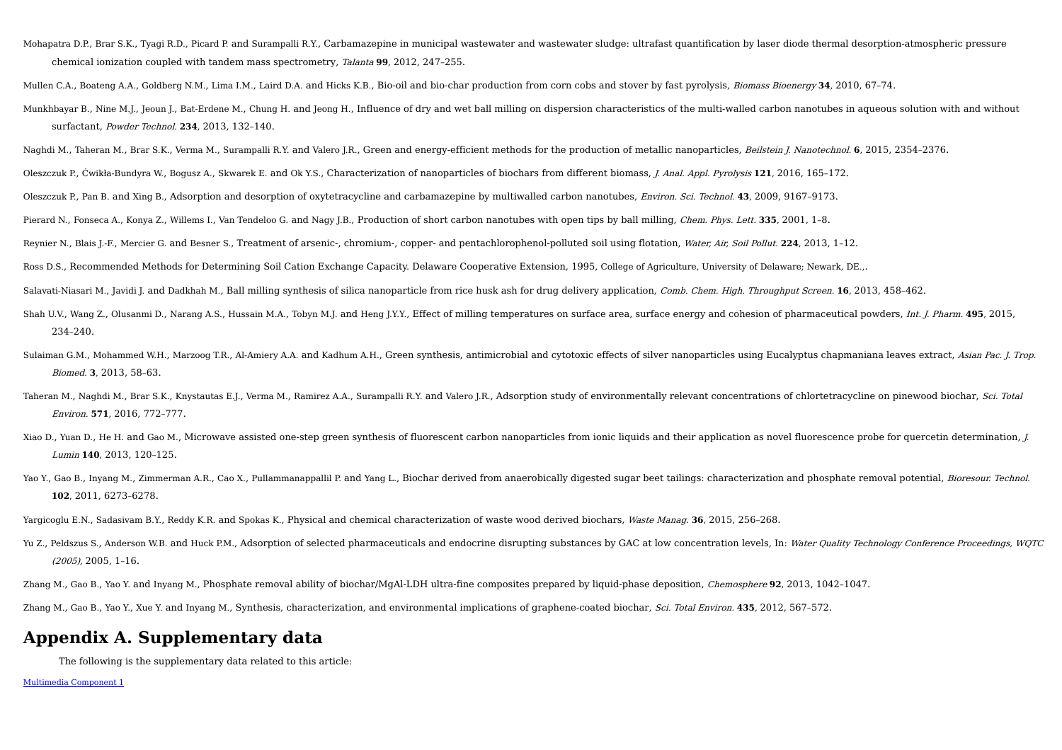Mohapatra D.P., Brar S.K., Tyagi R.D., Picard P. and Surampalli R.Y., Carbamazepine in municipal wastewater and wastewater sludge: ultrafast quantification by laser diode thermal desorption-atmospheric pressure chemical ionization coupled with tandem mass spectrometry, *Talanta* **99**, 2012, 247–255.

Mullen C.A., Boateng A.A., Goldberg N.M., Lima I.M., Laird D.A. and Hicks K.B., Bio-oil and bio-char production from corn cobs and stover by fast pyrolysis, *Biomass Bioenergy* **34**, 2010, 67–74.

Munkhbayar B., Nine M.J., Jeoun J., Bat-Erdene M., Chung H. and Jeong H., Influence of dry and wet ball milling on dispersion characteristics of the multi-walled carbon nanotubes in aqueous solution with and without surfactant, *Powder Technol.* **234**, 2013, 132–140.

Naghdi M., Taheran M., Brar S.K., Verma M., Surampalli R.Y. and Valero J.R., Green and energy-efficient methods for the production of metallic nanoparticles, *Beilstein J. Nanotechnol.* **6**, 2015, 2354–2376.

Oleszczuk P., Ćwikła-Bundyra W., Bogusz A., Skwarek E. and Ok Y.S., Characterization of nanoparticles of biochars from different biomass, *J. Anal. Appl. Pyrolysis* **121**, 2016, 165–172.

Oleszczuk P., Pan B. and Xing B., Adsorption and desorption of oxytetracycline and carbamazepine by multiwalled carbon nanotubes, *Environ. Sci. Technol.* **43**, 2009, 9167–9173.

Pierard N., Fonseca A., Konya Z., Willems I., Van Tendeloo G. and Nagy J.B., Production of short carbon nanotubes with open tips by ball milling, *Chem. Phys. Lett.* **335**, 2001, 1–8.

Reynier N., Blais J.-F., Mercier G. and Besner S., Treatment of arsenic-, chromium-, copper- and pentachlorophenol-polluted soil using flotation, *Water, Air, Soil Pollut.* **224**, 2013, 1–12.

Ross D.S., Recommended Methods for Determining Soil Cation Exchange Capacity. Delaware Cooperative Extension, 1995, College of Agriculture, University of Delaware; Newark, DE.,.

Salavati-Niasari M., Javidi J. and Dadkhah M., Ball milling synthesis of silica nanoparticle from rice husk ash for drug delivery application, *Comb. Chem. High. Throughput Screen.* **16**, 2013, 458–462.

Shah U.V., Wang Z., Olusanmi D., Narang A.S., Hussain M.A., Tobyn M.J. and Heng J.Y.Y., Effect of milling temperatures on surface area, surface energy and cohesion of pharmaceutical powders, *Int. J. Pharm.* **495**, 2015, 234–240.

Sulaiman G.M., Mohammed W.H., Marzoog T.R., Al-Amiery A.A. and Kadhum A.H., Green synthesis, antimicrobial and cytotoxic effects of silver nanoparticles using Eucalyptus chapmaniana leaves extract, *Asian Pac. J. Trop. Biomed.* **3**, 2013, 58–63.

Taheran M., Naghdi M., Brar S.K., Knystautas E.J., Verma M., Ramirez A.A., Surampalli R.Y. and Valero J.R., Adsorption study of environmentally relevant concentrations of chlortetracycline on pinewood biochar, *Sci. Total Environ.* **571**, 2016, 772–777.

Xiao D., Yuan D., He H. and Gao M., Microwave assisted one-step green synthesis of fluorescent carbon nanoparticles from ionic liquids and their application as novel fluorescence probe for quercetin determination, *J. Lumin* **140**, 2013, 120–125.

Yao Y., Gao B., Inyang M., Zimmerman A.R., Cao X., Pullammanappallil P. and Yang L., Biochar derived from anaerobically digested sugar beet tailings: characterization and phosphate removal potential, *Bioresour. Technol.* **102**, 2011, 6273–6278.

Yargicoglu E.N., Sadasivam B.Y., Reddy K.R. and Spokas K., Physical and chemical characterization of waste wood derived biochars, *Waste Manag.* **36**, 2015, 256–268.

Yu Z., Peldszus S., Anderson W.B. and Huck P.M., Adsorption of selected pharmaceuticals and endocrine disrupting substances by GAC at low concentration levels, In: *Water Quality Technology Conference Proceedings, WQTC (2005),* 2005, 1–16.

Zhang M., Gao B., Yao Y. and Inyang M., Phosphate removal ability of biochar/MgAl-LDH ultra-fine composites prepared by liquid-phase deposition, *Chemosphere* **92**, 2013, 1042–1047.

Zhang M., Gao B., Yao Y., Xue Y. and Inyang M., Synthesis, characterization, and environmental implications of graphene-coated biochar, *Sci. Total Environ.* **435**, 2012, 567–572.

# Appendix A. Supplementary data

The following is the supplementary data related to this article:

Multimedia Component 1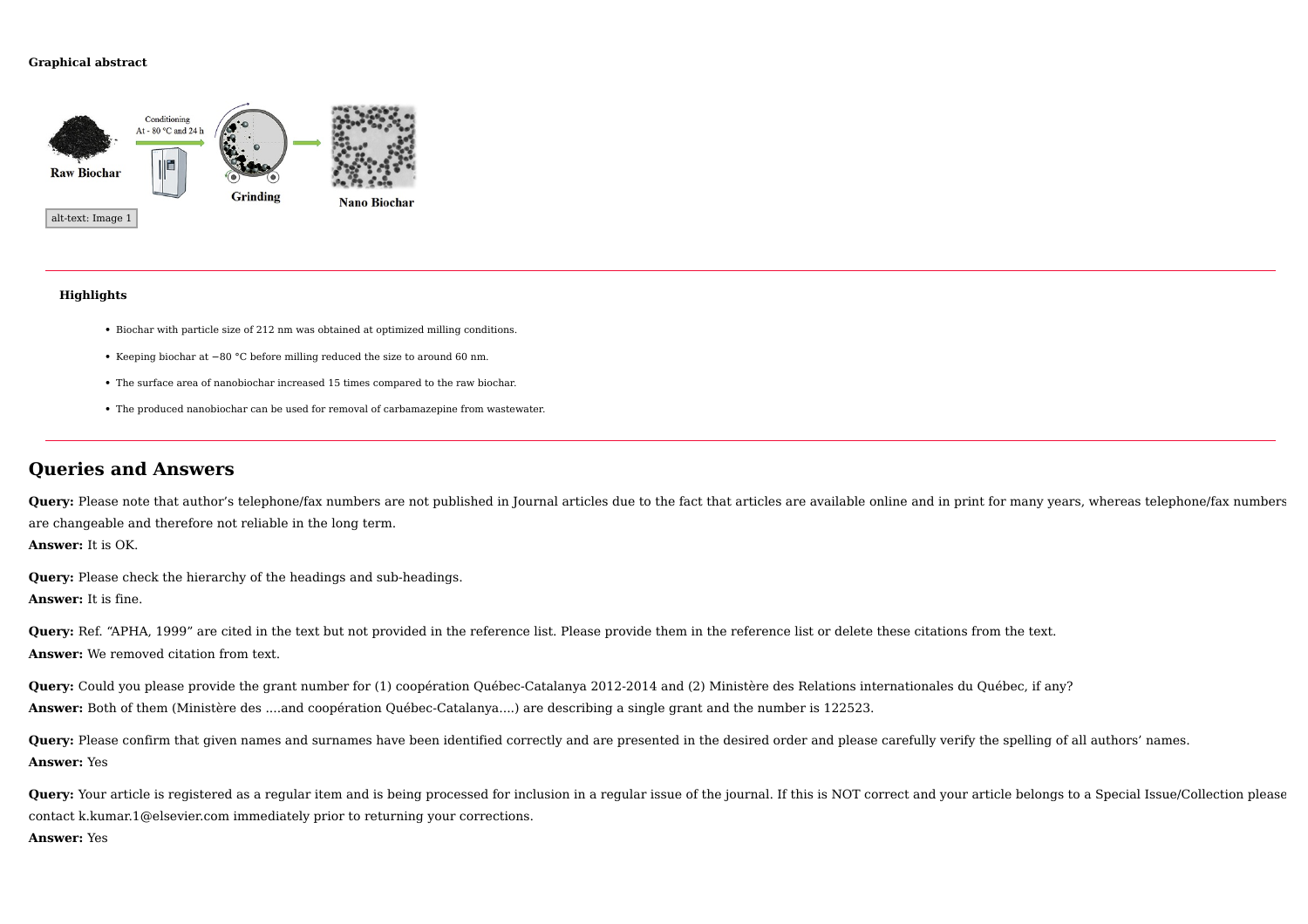**Graphical abstract**

Raw Biochar

Conditioning
At - 80 °C and 24 h

Grinding

Nano Biochar

alt-text: Image 1

---

**Highlights**

- Biochar with particle size of 212 nm was obtained at optimized milling conditions.
- Keeping biochar at −80 °C before milling reduced the size to around 60 nm.
- The surface area of nanobiochar increased 15 times compared to the raw biochar.
- The produced nanobiochar can be used for removal of carbamazepine from wastewater.

---

## Queries and Answers

**Query:** Please note that author's telephone/fax numbers are not published in Journal articles due to the fact that articles are available online and in print for many years, whereas telephone/fax numbers are changeable and therefore not reliable in the long term.
**Answer:** It is OK.

**Query:** Please check the hierarchy of the headings and sub-headings.
**Answer:** It is fine.

**Query:** Ref. "APHA, 1999" are cited in the text but not provided in the reference list. Please provide them in the reference list or delete these citations from the text.
**Answer:** We removed citation from text.

**Query:** Could you please provide the grant number for (1) coopération Québec-Catalanya 2012-2014 and (2) Ministère des Relations internationales du Québec, if any?
**Answer:** Both of them (Ministère des ....and coopération Québec-Catalanya....) are describing a single grant and the number is 122523.

**Query:** Please confirm that given names and surnames have been identified correctly and are presented in the desired order and please carefully verify the spelling of all authors' names.
**Answer:** Yes

**Query:** Your article is registered as a regular item and is being processed for inclusion in a regular issue of the journal. If this is NOT correct and your article belongs to a Special Issue/Collection please contact k.kumar.1@elsevier.com immediately prior to returning your corrections.
**Answer:** Yes